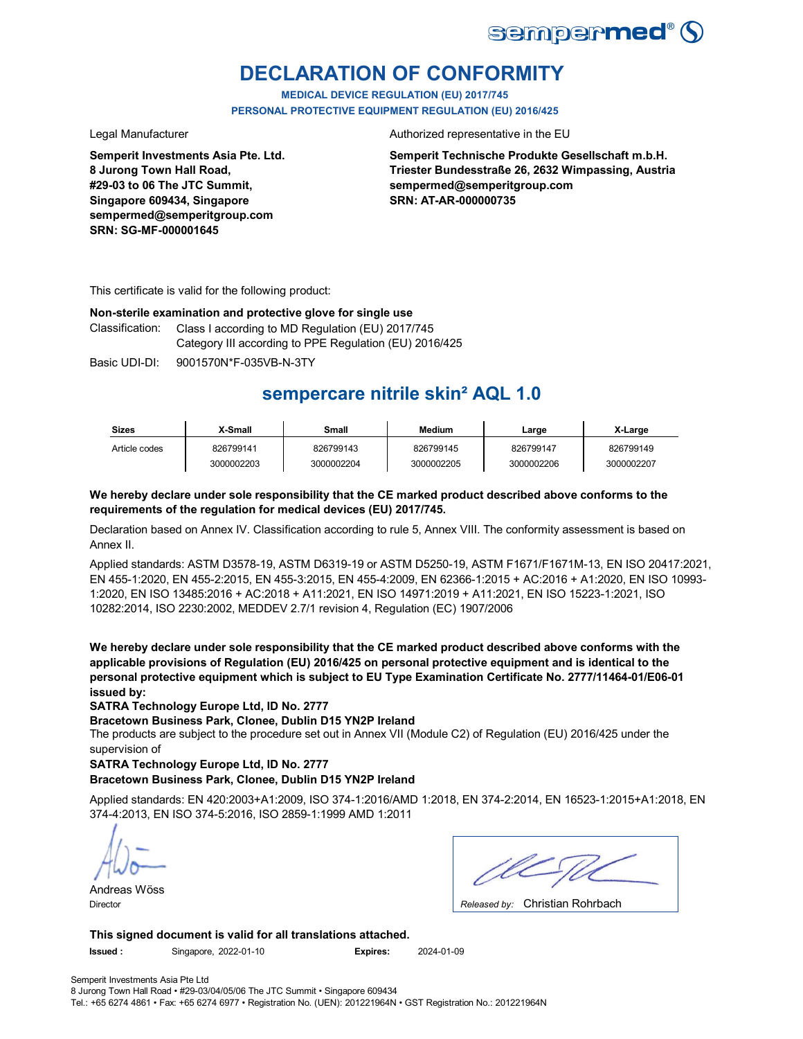# DECLARATION OF CONFORMITY

**MEDICAL DEVICE REGULATION (EU) 2017/745**
**PERSONAL PROTECTIVE EQUIPMENT REGULATION (EU) 2016/425**

Legal Manufacturer

**Semperit Investments Asia Pte. Ltd.**
**8 Jurong Town Hall Road,**
**#29-03 to 06 The JTC Summit,**
**Singapore 609434, Singapore**
**sempermed@semperitgroup.com**
**SRN: SG-MF-000001645**

Authorized representative in the EU

**Semperit Technische Produkte Gesellschaft m.b.H.**
**Triester Bundesstraße 26, 2632 Wimpassing, Austria**
**sempermed@semperitgroup.com**
**SRN: AT-AR-000000735**

This certificate is valid for the following product:

**Non-sterile examination and protective glove for single use**

Classification: Class I according to MD Regulation (EU) 2017/745
Category III according to PPE Regulation (EU) 2016/425

Basic UDI-DI: 9001570N*F-035VB-N-3TY

## sempercare nitrile skin² AQL 1.0

| Sizes | X-Small | Small | Medium | Large | X-Large |
|---|---|---|---|---|---|
| Article codes | 826799141 | 826799143 | 826799145 | 826799147 | 826799149 |
| | 3000002203 | 3000002204 | 3000002205 | 3000002206 | 3000002207 |

**We hereby declare under sole responsibility that the CE marked product described above conforms to the requirements of the regulation for medical devices (EU) 2017/745.**

Declaration based on Annex IV. Classification according to rule 5, Annex VIII. The conformity assessment is based on Annex II.

Applied standards: ASTM D3578-19, ASTM D6319-19 or ASTM D5250-19, ASTM F1671/F1671M-13, EN ISO 20417:2021, EN 455-1:2020, EN 455-2:2015, EN 455-3:2015, EN 455-4:2009, EN 62366-1:2015 + AC:2016 + A1:2020, EN ISO 10993-1:2020, EN ISO 13485:2016 + AC:2018 + A11:2021, EN ISO 14971:2019 + A11:2021, EN ISO 15223-1:2021, ISO 10282:2014, ISO 2230:2002, MEDDEV 2.7/1 revision 4, Regulation (EC) 1907/2006

**We hereby declare under sole responsibility that the CE marked product described above conforms with the applicable provisions of Regulation (EU) 2016/425 on personal protective equipment and is identical to the personal protective equipment which is subject to EU Type Examination Certificate No. 2777/11464-01/E06-01 issued by:**

**SATRA Technology Europe Ltd, ID No. 2777**
**Bracetown Business Park, Clonee, Dublin D15 YN2P Ireland**

The products are subject to the procedure set out in Annex VII (Module C2) of Regulation (EU) 2016/425 under the supervision of

**SATRA Technology Europe Ltd, ID No. 2777**
**Bracetown Business Park, Clonee, Dublin D15 YN2P Ireland**

Applied standards: EN 420:2003+A1:2009, ISO 374-1:2016/AMD 1:2018, EN 374-2:2014, EN 16523-1:2015+A1:2018, EN 374-4:2013, EN ISO 374-5:2016, ISO 2859-1:1999 AMD 1:2011

Andreas Wöss
Director

*Released by:* Christian Rohrbach

**This signed document is valid for all translations attached.**

**Issued :** Singapore, 2022-01-10 **Expires:** 2024-01-09

Semperit Investments Asia Pte Ltd
8 Jurong Town Hall Road • #29-03/04/05/06 The JTC Summit • Singapore 609434
Tel.: +65 6274 4861 • Fax: +65 6274 6977 • Registration No. (UEN): 201221964N • GST Registration No.: 201221964N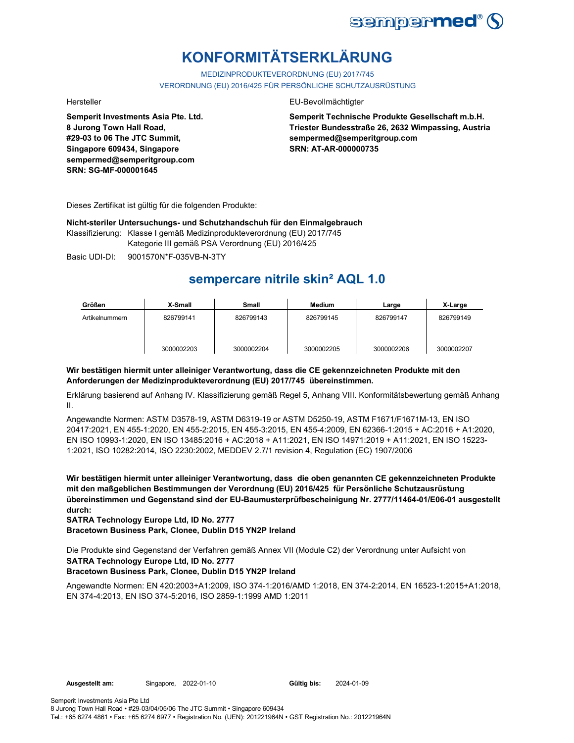# KONFORMITÄTSERKLÄRUNG

MEDIZINPRODUKTEVERORDNUNG (EU) 2017/745
VERORDNUNG (EU) 2016/425 FÜR PERSÖNLICHE SCHUTZAUSRÜSTUNG

Hersteller

**Semperit Investments Asia Pte. Ltd.**
**8 Jurong Town Hall Road,**
**#29-03 to 06 The JTC Summit,**
**Singapore 609434, Singapore**
**sempermed@semperitgroup.com**
**SRN: SG-MF-000001645**

EU-Bevollmächtigter

**Semperit Technische Produkte Gesellschaft m.b.H.**
**Triester Bundesstraße 26, 2632 Wimpassing, Austria**
**sempermed@semperitgroup.com**
**SRN: AT-AR-000000735**

Dieses Zertifikat ist gültig für die folgenden Produkte:

**Nicht-steriler Untersuchungs- und Schutzhandschuh für den Einmalgebrauch**

Klassifizierung: Klasse I gemäß Medizinprodukteverordnung (EU) 2017/745
Kategorie III gemäß PSA Verordnung (EU) 2016/425

Basic UDI-DI: 9001570N*F-035VB-N-3TY

## sempercare nitrile skin² AQL 1.0

| Größen | X-Small | Small | Medium | Large | X-Large |
|---|---|---|---|---|---|
| Artikelnummern | 826799141 | 826799143 | 826799145 | 826799147 | 826799149 |
| | 3000002203 | 3000002204 | 3000002205 | 3000002206 | 3000002207 |

**Wir bestätigen hiermit unter alleiniger Verantwortung, dass die CE gekennzeichneten Produkte mit den Anforderungen der Medizinprodukteverordnung (EU) 2017/745 übereinstimmen.**

Erklärung basierend auf Anhang IV. Klassifizierung gemäß Regel 5, Anhang VIII. Konformitätsbewertung gemäß Anhang II.

Angewandte Normen: ASTM D3578-19, ASTM D6319-19 or ASTM D5250-19, ASTM F1671/F1671M-13, EN ISO 20417:2021, EN 455-1:2020, EN 455-2:2015, EN 455-3:2015, EN 455-4:2009, EN 62366-1:2015 + AC:2016 + A1:2020, EN ISO 10993-1:2020, EN ISO 13485:2016 + AC:2018 + A11:2021, EN ISO 14971:2019 + A11:2021, EN ISO 15223-1:2021, ISO 10282:2014, ISO 2230:2002, MEDDEV 2.7/1 revision 4, Regulation (EC) 1907/2006

**Wir bestätigen hiermit unter alleiniger Verantwortung, dass die oben genannten CE gekennzeichneten Produkte mit den maßgeblichen Bestimmungen der Verordnung (EU) 2016/425 für Persönliche Schutzausrüstung übereinstimmen und Gegenstand sind der EU-Baumusterprüfbescheinigung Nr. 2777/11464-01/E06-01 ausgestellt durch:**
**SATRA Technology Europe Ltd, ID No. 2777**
**Bracetown Business Park, Clonee, Dublin D15 YN2P Ireland**

Die Produkte sind Gegenstand der Verfahren gemäß Annex VII (Module C2) der Verordnung unter Aufsicht von
**SATRA Technology Europe Ltd, ID No. 2777**
**Bracetown Business Park, Clonee, Dublin D15 YN2P Ireland**

Angewandte Normen: EN 420:2003+A1:2009, ISO 374-1:2016/AMD 1:2018, EN 374-2:2014, EN 16523-1:2015+A1:2018, EN 374-4:2013, EN ISO 374-5:2016, ISO 2859-1:1999 AMD 1:2011

**Ausgestellt am:** Singapore, 2022-01-10 **Gültig bis:** 2024-01-09

Semperit Investments Asia Pte Ltd
8 Jurong Town Hall Road • #29-03/04/05/06 The JTC Summit • Singapore 609434
Tel.: +65 6274 4861 • Fax: +65 6274 6977 • Registration No. (UEN): 201221964N • GST Registration No.: 201221964N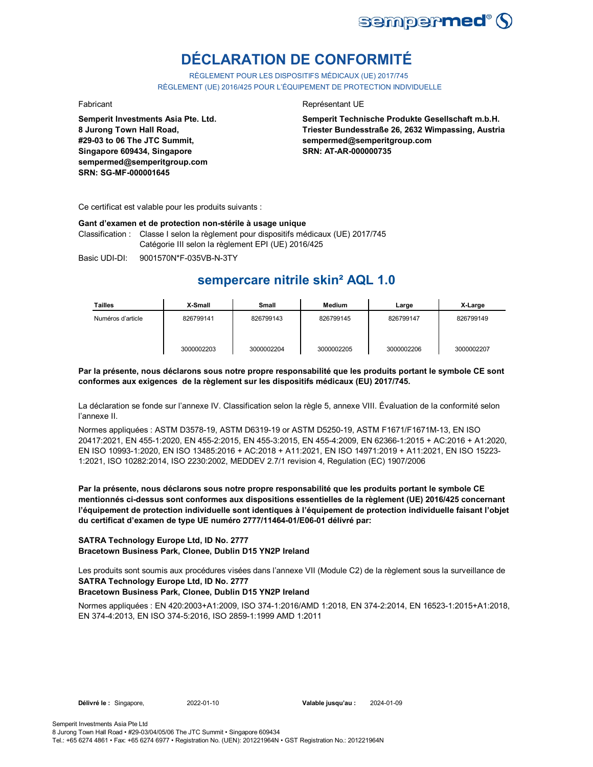# DÉCLARATION DE CONFORMITÉ

RÈGLEMENT POUR LES DISPOSITIFS MÉDICAUX (UE) 2017/745
RÈGLEMENT (UE) 2016/425 POUR L'ÉQUIPEMENT DE PROTECTION INDIVIDUELLE

Fabricant

**Semperit Investments Asia Pte. Ltd.**
**8 Jurong Town Hall Road,**
**#29-03 to 06 The JTC Summit,**
**Singapore 609434, Singapore**
**sempermed@semperitgroup.com**
**SRN: SG-MF-000001645**

Représentant UE

**Semperit Technische Produkte Gesellschaft m.b.H.**
**Triester Bundesstraße 26, 2632 Wimpassing, Austria**
**sempermed@semperitgroup.com**
**SRN: AT-AR-000000735**

Ce certificat est valable pour les produits suivants :

**Gant d'examen et de protection non-stérile à usage unique**

Classification : Classe I selon la règlement pour dispositifs médicaux (UE) 2017/745
Catégorie III selon la règlement EPI (UE) 2016/425

Basic UDI-DI: 9001570N*F-035VB-N-3TY

## sempercare nitrile skin² AQL 1.0

| Tailles | X-Small | Small | Medium | Large | X-Large |
|---|---|---|---|---|---|
| Numéros d'article | 826799141 | 826799143 | 826799145 | 826799147 | 826799149 |
| | 3000002203 | 3000002204 | 3000002205 | 3000002206 | 3000002207 |

**Par la présente, nous déclarons sous notre propre responsabilité que les produits portant le symbole CE sont conformes aux exigences de la règlement sur les dispositifs médicaux (EU) 2017/745.**

La déclaration se fonde sur l'annexe IV. Classification selon la règle 5, annexe VIII. Évaluation de la conformité selon l'annexe II.

Normes appliquées : ASTM D3578-19, ASTM D6319-19 or ASTM D5250-19, ASTM F1671/F1671M-13, EN ISO 20417:2021, EN 455-1:2020, EN 455-2:2015, EN 455-3:2015, EN 455-4:2009, EN 62366-1:2015 + AC:2016 + A1:2020, EN ISO 10993-1:2020, EN ISO 13485:2016 + AC:2018 + A11:2021, EN ISO 14971:2019 + A11:2021, EN ISO 15223-1:2021, ISO 10282:2014, ISO 2230:2002, MEDDEV 2.7/1 revision 4, Regulation (EC) 1907/2006

**Par la présente, nous déclarons sous notre propre responsabilité que les produits portant le symbole CE mentionnés ci-dessus sont conformes aux dispositions essentielles de la règlement (UE) 2016/425 concernant l'équipement de protection individuelle sont identiques à l'équipement de protection individuelle faisant l'objet du certificat d'examen de type UE numéro 2777/11464-01/E06-01 délivré par:**

**SATRA Technology Europe Ltd, ID No. 2777**
**Bracetown Business Park, Clonee, Dublin D15 YN2P Ireland**

Les produits sont soumis aux procédures visées dans l'annexe VII (Module C2) de la règlement sous la surveillance de
**SATRA Technology Europe Ltd, ID No. 2777**
**Bracetown Business Park, Clonee, Dublin D15 YN2P Ireland**

Normes appliquées : EN 420:2003+A1:2009, ISO 374-1:2016/AMD 1:2018, EN 374-2:2014, EN 16523-1:2015+A1:2018, EN 374-4:2013, EN ISO 374-5:2016, ISO 2859-1:1999 AMD 1:2011

**Délivré le :** Singapore, 2022-01-10 **Valable jusqu'au :** 2024-01-09

Semperit Investments Asia Pte Ltd
8 Jurong Town Hall Road • #29-03/04/05/06 The JTC Summit • Singapore 609434
Tel.: +65 6274 4861 • Fax: +65 6274 6977 • Registration No. (UEN): 201221964N • GST Registration No.: 201221964N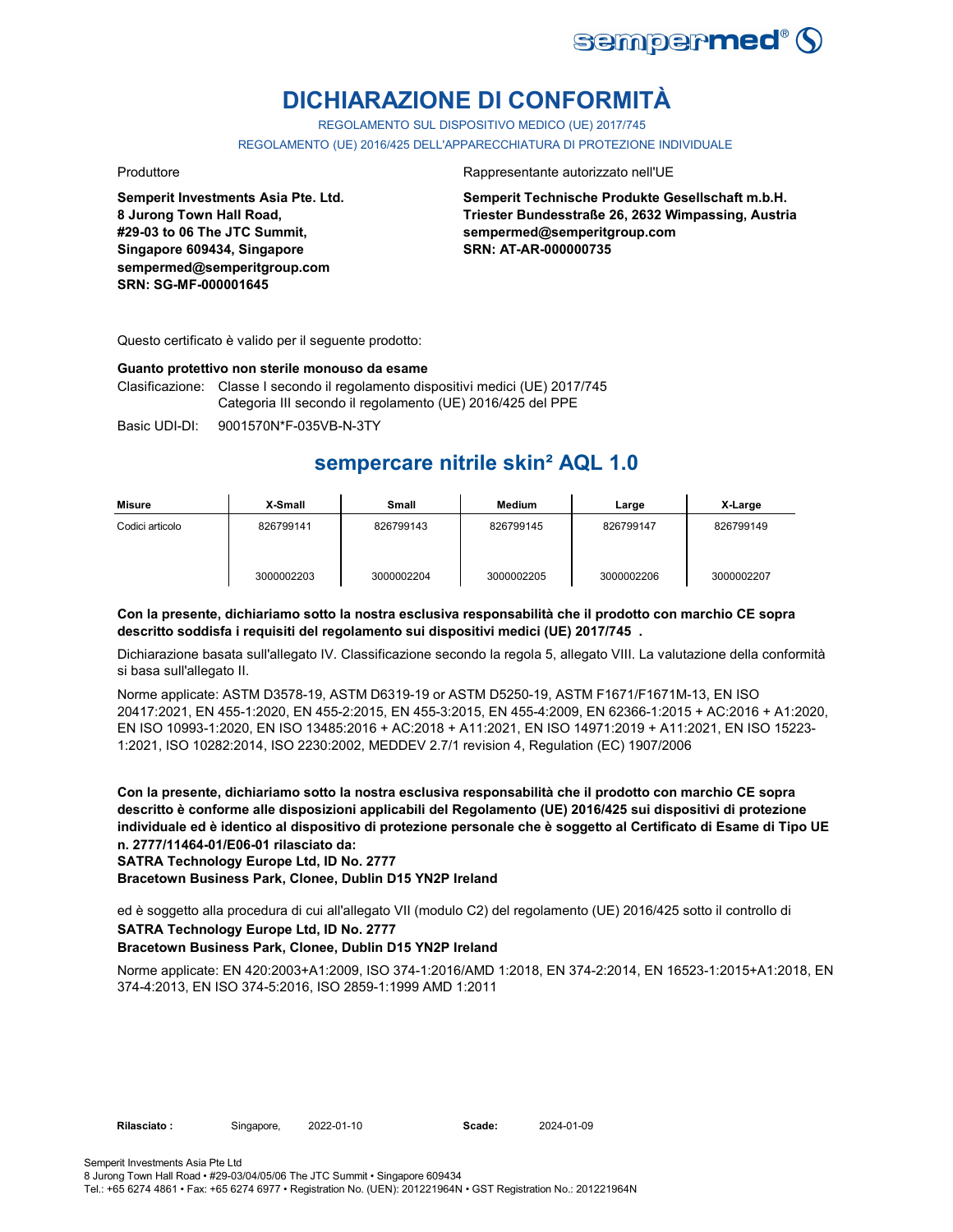# DICHIARAZIONE DI CONFORMITÀ

REGOLAMENTO SUL DISPOSITIVO MEDICO (UE) 2017/745

REGOLAMENTO (UE) 2016/425 DELL'APPARECCHIATURA DI PROTEZIONE INDIVIDUALE

Produttore

**Semperit Investments Asia Pte. Ltd.**
**8 Jurong Town Hall Road,**
**#29-03 to 06 The JTC Summit,**
**Singapore 609434, Singapore**
**sempermed@semperitgroup.com**
**SRN: SG-MF-000001645**

Rappresentante autorizzato nell'UE

**Semperit Technische Produkte Gesellschaft m.b.H.**
**Triester Bundesstraße 26, 2632 Wimpassing, Austria**
**sempermed@semperitgroup.com**
**SRN: AT-AR-000000735**

Questo certificato è valido per il seguente prodotto:

**Guanto protettivo non sterile monouso da esame**

Clasificazione: Classe I secondo il regolamento dispositivi medici (UE) 2017/745
Categoria III secondo il regolamento (UE) 2016/425 del PPE

Basic UDI-DI: 9001570N*F-035VB-N-3TY

## sempercare nitrile skin² AQL 1.0

| Misure | X-Small | Small | Medium | Large | X-Large |
|---|---|---|---|---|---|
| Codici articolo | 826799141<br>3000002203 | 826799143<br>3000002204 | 826799145<br>3000002205 | 826799147<br>3000002206 | 826799149<br>3000002207 |

**Con la presente, dichiariamo sotto la nostra esclusiva responsabilità che il prodotto con marchio CE sopra descritto soddisfa i requisiti del regolamento sui dispositivi medici (UE) 2017/745 .**

Dichiarazione basata sull'allegato IV. Classificazione secondo la regola 5, allegato VIII. La valutazione della conformità si basa sull'allegato II.

Norme applicate: ASTM D3578-19, ASTM D6319-19 or ASTM D5250-19, ASTM F1671/F1671M-13, EN ISO 20417:2021, EN 455-1:2020, EN 455-2:2015, EN 455-3:2015, EN 455-4:2009, EN 62366-1:2015 + AC:2016 + A1:2020, EN ISO 10993-1:2020, EN ISO 13485:2016 + AC:2018 + A11:2021, EN ISO 14971:2019 + A11:2021, EN ISO 15223-1:2021, ISO 10282:2014, ISO 2230:2002, MEDDEV 2.7/1 revision 4, Regulation (EC) 1907/2006

**Con la presente, dichiariamo sotto la nostra esclusiva responsabilità che il prodotto con marchio CE sopra descritto è conforme alle disposizioni applicabili del Regolamento (UE) 2016/425 sui dispositivi di protezione individuale ed è identico al dispositivo di protezione personale che è soggetto al Certificato di Esame di Tipo UE n. 2777/11464-01/E06-01 rilasciato da:**
**SATRA Technology Europe Ltd, ID No. 2777**
**Bracetown Business Park, Clonee, Dublin D15 YN2P Ireland**

ed è soggetto alla procedura di cui all'allegato VII (modulo C2) del regolamento (UE) 2016/425 sotto il controllo di
**SATRA Technology Europe Ltd, ID No. 2777**
**Bracetown Business Park, Clonee, Dublin D15 YN2P Ireland**

Norme applicate: EN 420:2003+A1:2009, ISO 374-1:2016/AMD 1:2018, EN 374-2:2014, EN 16523-1:2015+A1:2018, EN 374-4:2013, EN ISO 374-5:2016, ISO 2859-1:1999 AMD 1:2011

**Rilasciato :** Singapore, 2022-01-10 **Scade:** 2024-01-09

Semperit Investments Asia Pte Ltd
8 Jurong Town Hall Road • #29-03/04/05/06 The JTC Summit • Singapore 609434
Tel.: +65 6274 4861 • Fax: +65 6274 6977 • Registration No. (UEN): 201221964N • GST Registration No.: 201221964N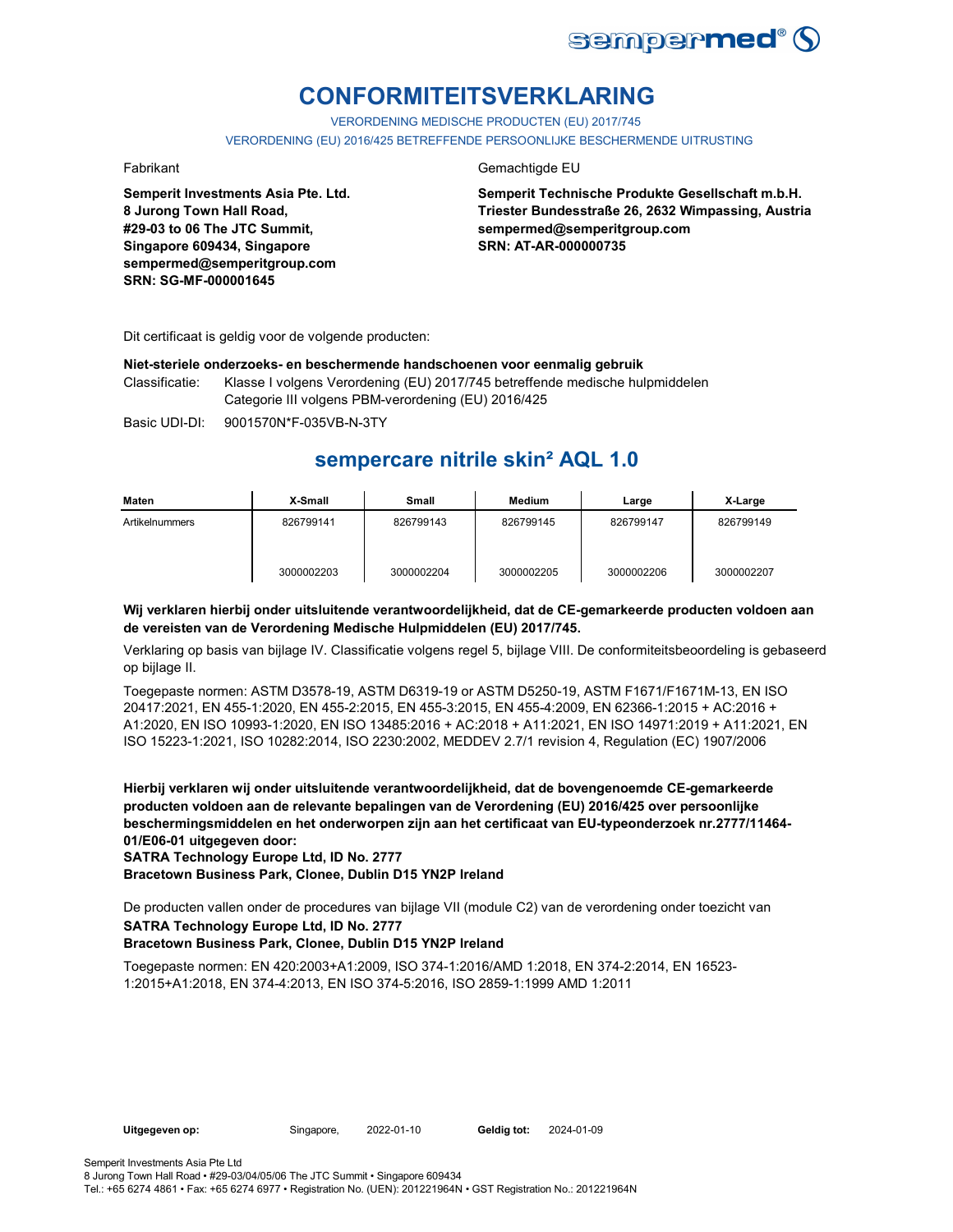# CONFORMITEITSVERKLARING

VERORDENING MEDISCHE PRODUCTEN (EU) 2017/745

VERORDENING (EU) 2016/425 BETREFFENDE PERSOONLIJKE BESCHERMENDE UITRUSTING

Fabrikant

**Semperit Investments Asia Pte. Ltd.**
**8 Jurong Town Hall Road,**
**#29-03 to 06 The JTC Summit,**
**Singapore 609434, Singapore**
**sempermed@semperitgroup.com**
**SRN: SG-MF-000001645**

Gemachtigde EU

**Semperit Technische Produkte Gesellschaft m.b.H.**
**Triester Bundesstraße 26, 2632 Wimpassing, Austria**
**sempermed@semperitgroup.com**
**SRN: AT-AR-000000735**

Dit certificaat is geldig voor de volgende producten:

**Niet-steriele onderzoeks- en beschermende handschoenen voor eenmalig gebruik**

Classificatie: Klasse I volgens Verordening (EU) 2017/745 betreffende medische hulpmiddelen
Categorie III volgens PBM-verordening (EU) 2016/425

Basic UDI-DI: 9001570N*F-035VB-N-3TY

## sempercare nitrile skin² AQL 1.0

| Maten | X-Small | Small | Medium | Large | X-Large |
|---|---|---|---|---|---|
| Artikelnummers | 826799141 | 826799143 | 826799145 | 826799147 | 826799149 |
| | 3000002203 | 3000002204 | 3000002205 | 3000002206 | 3000002207 |

**Wij verklaren hierbij onder uitsluitende verantwoordelijkheid, dat de CE-gemarkeerde producten voldoen aan de vereisten van de Verordening Medische Hulpmiddelen (EU) 2017/745.**

Verklaring op basis van bijlage IV. Classificatie volgens regel 5, bijlage VIII. De conformiteitsbeoordeling is gebaseerd op bijlage II.

Toegepaste normen: ASTM D3578-19, ASTM D6319-19 or ASTM D5250-19, ASTM F1671/F1671M-13, EN ISO 20417:2021, EN 455-1:2020, EN 455-2:2015, EN 455-3:2015, EN 455-4:2009, EN 62366-1:2015 + AC:2016 + A1:2020, EN ISO 10993-1:2020, EN ISO 13485:2016 + AC:2018 + A11:2021, EN ISO 14971:2019 + A11:2021, EN ISO 15223-1:2021, ISO 10282:2014, ISO 2230:2002, MEDDEV 2.7/1 revision 4, Regulation (EC) 1907/2006

**Hierbij verklaren wij onder uitsluitende verantwoordelijkheid, dat de bovengenoemde CE-gemarkeerde producten voldoen aan de relevante bepalingen van de Verordening (EU) 2016/425 over persoonlijke beschermingsmiddelen en het onderworpen zijn aan het certificaat van EU-typeonderzoek nr.2777/11464-01/E06-01 uitgegeven door:**
**SATRA Technology Europe Ltd, ID No. 2777**
**Bracetown Business Park, Clonee, Dublin D15 YN2P Ireland**

De producten vallen onder de procedures van bijlage VII (module C2) van de verordening onder toezicht van
**SATRA Technology Europe Ltd, ID No. 2777**
**Bracetown Business Park, Clonee, Dublin D15 YN2P Ireland**

Toegepaste normen: EN 420:2003+A1:2009, ISO 374-1:2016/AMD 1:2018, EN 374-2:2014, EN 16523-1:2015+A1:2018, EN 374-4:2013, EN ISO 374-5:2016, ISO 2859-1:1999 AMD 1:2011

**Uitgegeven op:** Singapore, 2022-01-10 **Geldig tot:** 2024-01-09

Semperit Investments Asia Pte Ltd
8 Jurong Town Hall Road • #29-03/04/05/06 The JTC Summit • Singapore 609434
Tel.: +65 6274 4861 • Fax: +65 6274 6977 • Registration No. (UEN): 201221964N • GST Registration No.: 201221964N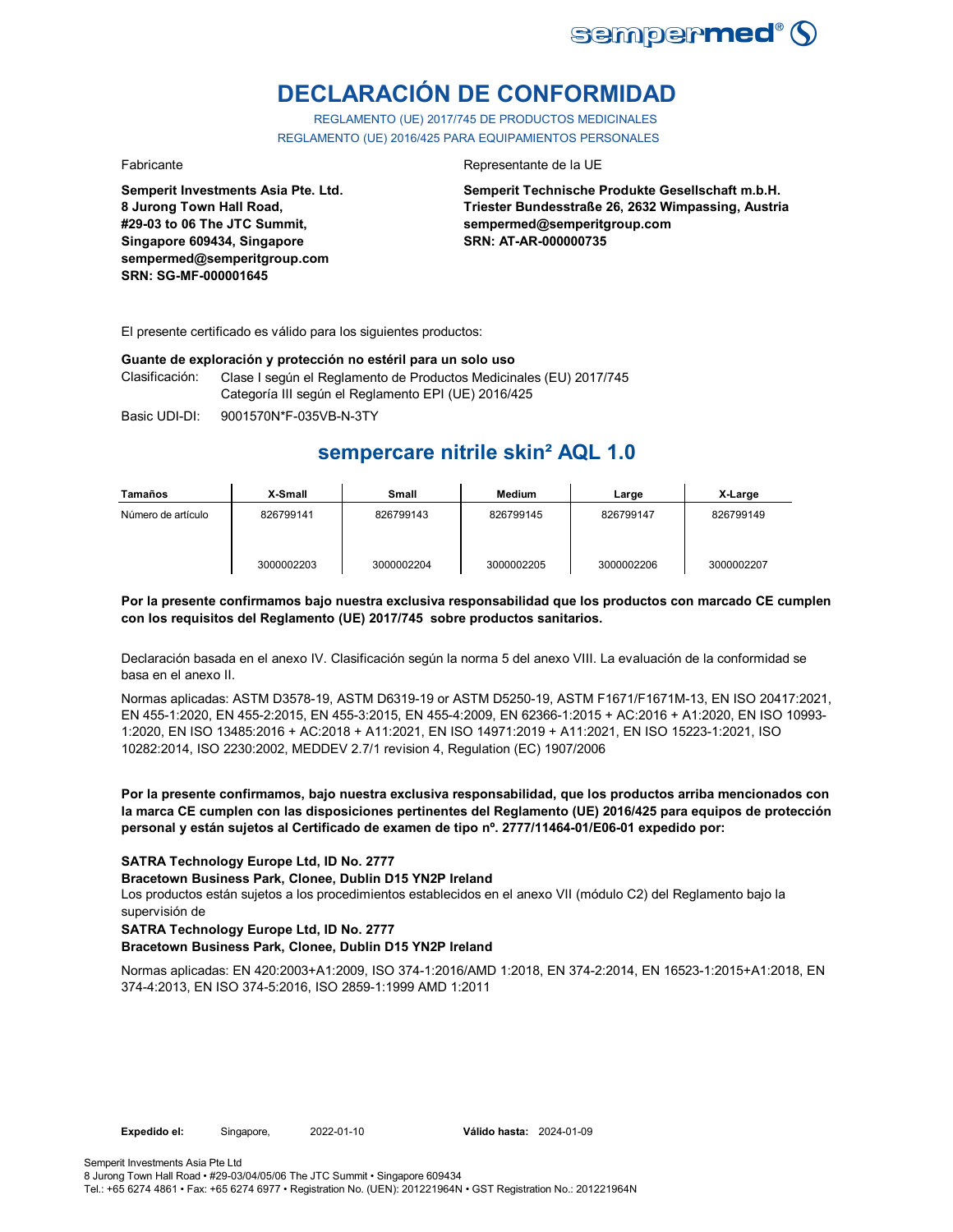# DECLARACIÓN DE CONFORMIDAD

REGLAMENTO (UE) 2017/745 DE PRODUCTOS MEDICINALES
REGLAMENTO (UE) 2016/425 PARA EQUIPAMIENTOS PERSONALES

Fabricante

**Semperit Investments Asia Pte. Ltd.**
**8 Jurong Town Hall Road,**
**#29-03 to 06 The JTC Summit,**
**Singapore 609434, Singapore**
**sempermed@semperitgroup.com**
**SRN: SG-MF-000001645**

Representante de la UE

**Semperit Technische Produkte Gesellschaft m.b.H.**
**Triester Bundesstraße 26, 2632 Wimpassing, Austria**
**sempermed@semperitgroup.com**
**SRN: AT-AR-000000735**

El presente certificado es válido para los siguientes productos:

**Guante de exploración y protección no estéril para un solo uso**

Clasificación: Clase I según el Reglamento de Productos Medicinales (EU) 2017/745
Categoría III según el Reglamento EPI (UE) 2016/425

Basic UDI-DI: 9001570N*F-035VB-N-3TY

## sempercare nitrile skin² AQL 1.0

| Tamaños | X-Small | Small | Medium | Large | X-Large |
|---|---|---|---|---|---|
| Número de artículo | 826799141<br>3000002203 | 826799143<br>3000002204 | 826799145<br>3000002205 | 826799147<br>3000002206 | 826799149<br>3000002207 |

**Por la presente confirmamos bajo nuestra exclusiva responsabilidad que los productos con marcado CE cumplen con los requisitos del Reglamento (UE) 2017/745 sobre productos sanitarios.**

Declaración basada en el anexo IV. Clasificación según la norma 5 del anexo VIII. La evaluación de la conformidad se basa en el anexo II.

Normas aplicadas: ASTM D3578-19, ASTM D6319-19 or ASTM D5250-19, ASTM F1671/F1671M-13, EN ISO 20417:2021, EN 455-1:2020, EN 455-2:2015, EN 455-3:2015, EN 455-4:2009, EN 62366-1:2015 + AC:2016 + A1:2020, EN ISO 10993-1:2020, EN ISO 13485:2016 + AC:2018 + A11:2021, EN ISO 14971:2019 + A11:2021, EN ISO 15223-1:2021, ISO 10282:2014, ISO 2230:2002, MEDDEV 2.7/1 revision 4, Regulation (EC) 1907/2006

**Por la presente confirmamos, bajo nuestra exclusiva responsabilidad, que los productos arriba mencionados con la marca CE cumplen con las disposiciones pertinentes del Reglamento (UE) 2016/425 para equipos de protección personal y están sujetos al Certificado de examen de tipo nº. 2777/11464-01/E06-01 expedido por:**

**SATRA Technology Europe Ltd, ID No. 2777**
**Bracetown Business Park, Clonee, Dublin D15 YN2P Ireland**
Los productos están sujetos a los procedimientos establecidos en el anexo VII (módulo C2) del Reglamento bajo la supervisión de
**SATRA Technology Europe Ltd, ID No. 2777**
**Bracetown Business Park, Clonee, Dublin D15 YN2P Ireland**

Normas aplicadas: EN 420:2003+A1:2009, ISO 374-1:2016/AMD 1:2018, EN 374-2:2014, EN 16523-1:2015+A1:2018, EN 374-4:2013, EN ISO 374-5:2016, ISO 2859-1:1999 AMD 1:2011

**Expedido el:** Singapore, 2022-01-10 **Válido hasta:** 2024-01-09

Semperit Investments Asia Pte Ltd
8 Jurong Town Hall Road • #29-03/04/05/06 The JTC Summit • Singapore 609434
Tel.: +65 6274 4861 • Fax: +65 6274 6977 • Registration No. (UEN): 201221964N • GST Registration No.: 201221964N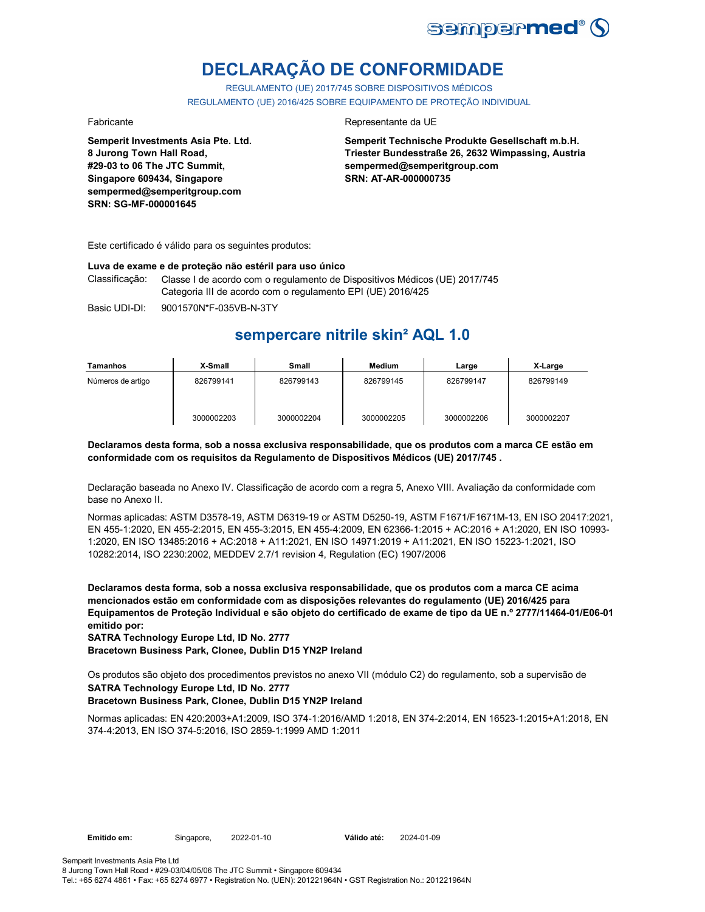# DECLARAÇÃO DE CONFORMIDADE

REGULAMENTO (UE) 2017/745 SOBRE DISPOSITIVOS MÉDICOS
REGULAMENTO (UE) 2016/425 SOBRE EQUIPAMENTO DE PROTEÇÃO INDIVIDUAL

Fabricante

**Semperit Investments Asia Pte. Ltd.**
**8 Jurong Town Hall Road,**
**#29-03 to 06 The JTC Summit,**
**Singapore 609434, Singapore**
**sempermed@semperitgroup.com**
**SRN: SG-MF-000001645**

Representante da UE

**Semperit Technische Produkte Gesellschaft m.b.H.**
**Triester Bundesstraße 26, 2632 Wimpassing, Austria**
**sempermed@semperitgroup.com**
**SRN: AT-AR-000000735**

Este certificado é válido para os seguintes produtos:

**Luva de exame e de proteção não estéril para uso único**

Classificação: Classe I de acordo com o regulamento de Dispositivos Médicos (UE) 2017/745
Categoria III de acordo com o regulamento EPI (UE) 2016/425

Basic UDI-DI: 9001570N*F-035VB-N-3TY

## sempercare nitrile skin² AQL 1.0

| Tamanhos | X-Small | Small | Medium | Large | X-Large |
|---|---|---|---|---|---|
| Números de artigo | 826799141 | 826799143 | 826799145 | 826799147 | 826799149 |
| | 3000002203 | 3000002204 | 3000002205 | 3000002206 | 3000002207 |

**Declaramos desta forma, sob a nossa exclusiva responsabilidade, que os produtos com a marca CE estão em conformidade com os requisitos da Regulamento de Dispositivos Médicos (UE) 2017/745 .**

Declaração baseada no Anexo IV. Classificação de acordo com a regra 5, Anexo VIII. Avaliação da conformidade com base no Anexo II.

Normas aplicadas: ASTM D3578-19, ASTM D6319-19 or ASTM D5250-19, ASTM F1671/F1671M-13, EN ISO 20417:2021, EN 455-1:2020, EN 455-2:2015, EN 455-3:2015, EN 455-4:2009, EN 62366-1:2015 + AC:2016 + A1:2020, EN ISO 10993-1:2020, EN ISO 13485:2016 + AC:2018 + A11:2021, EN ISO 14971:2019 + A11:2021, EN ISO 15223-1:2021, ISO 10282:2014, ISO 2230:2002, MEDDEV 2.7/1 revision 4, Regulation (EC) 1907/2006

**Declaramos desta forma, sob a nossa exclusiva responsabilidade, que os produtos com a marca CE acima mencionados estão em conformidade com as disposições relevantes do regulamento (UE) 2016/425 para Equipamentos de Proteção Individual e são objeto do certificado de exame de tipo da UE n.º 2777/11464-01/E06-01 emitido por:**
**SATRA Technology Europe Ltd, ID No. 2777**
**Bracetown Business Park, Clonee, Dublin D15 YN2P Ireland**

Os produtos são objeto dos procedimentos previstos no anexo VII (módulo C2) do regulamento, sob a supervisão de
**SATRA Technology Europe Ltd, ID No. 2777**
**Bracetown Business Park, Clonee, Dublin D15 YN2P Ireland**

Normas aplicadas: EN 420:2003+A1:2009, ISO 374-1:2016/AMD 1:2018, EN 374-2:2014, EN 16523-1:2015+A1:2018, EN 374-4:2013, EN ISO 374-5:2016, ISO 2859-1:1999 AMD 1:2011

**Emitido em:** Singapore, 2022-01-10 **Válido até:** 2024-01-09

Semperit Investments Asia Pte Ltd
8 Jurong Town Hall Road • #29-03/04/05/06 The JTC Summit • Singapore 609434
Tel.: +65 6274 4861 • Fax: +65 6274 6977 • Registration No. (UEN): 201221964N • GST Registration No.: 201221964N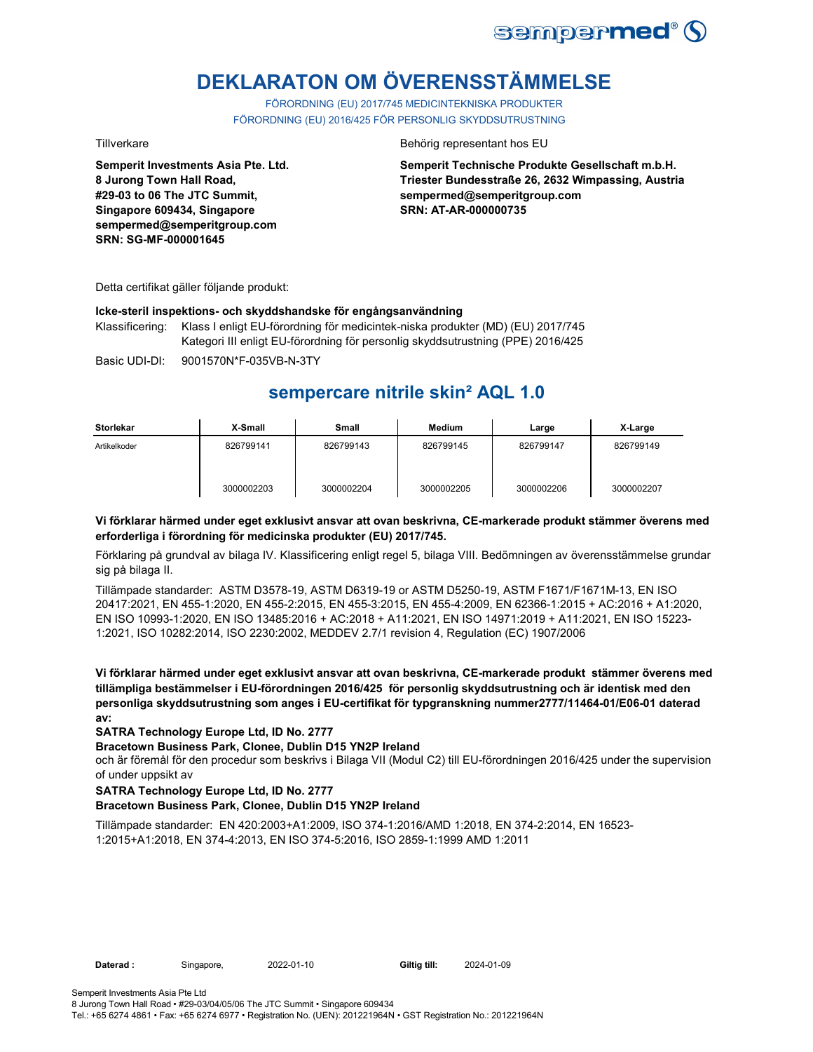# DEKLARATON OM ÖVERENSSTÄMMELSE

FÖRORDNING (EU) 2017/745 MEDICINTEKNISKA PRODUKTER
FÖRORDNING (EU) 2016/425 FÖR PERSONLIG SKYDDSUTRUSTNING

Tillverkare

**Semperit Investments Asia Pte. Ltd.**
**8 Jurong Town Hall Road,**
**#29-03 to 06 The JTC Summit,**
**Singapore 609434, Singapore**
**sempermed@semperitgroup.com**
**SRN: SG-MF-000001645**

Behörig representant hos EU

**Semperit Technische Produkte Gesellschaft m.b.H.**
**Triester Bundesstraße 26, 2632 Wimpassing, Austria**
**sempermed@semperitgroup.com**
**SRN: AT-AR-000000735**

Detta certifikat gäller följande produkt:

**Icke-steril inspektions- och skyddshandske för engångsanvändning**

Klassificering: Klass I enligt EU-förordning för medicintek-niska produkter (MD) (EU) 2017/745
Kategori III enligt EU-förordning för personlig skyddsutrustning (PPE) 2016/425

Basic UDI-DI: 9001570N*F-035VB-N-3TY

## sempercare nitrile skin² AQL 1.0

| Storlekar | X-Small | Small | Medium | Large | X-Large |
|---|---|---|---|---|---|
| Artikelkoder | 826799141<br><br>3000002203 | 826799143<br><br>3000002204 | 826799145<br><br>3000002205 | 826799147<br><br>3000002206 | 826799149<br><br>3000002207 |

**Vi förklarar härmed under eget exklusivt ansvar att ovan beskrivna, CE-markerade produkt stämmer överens med erforderliga i förordning för medicinska produkter (EU) 2017/745.**

Förklaring på grundval av bilaga IV. Klassificering enligt regel 5, bilaga VIII. Bedömningen av överensstämmelse grundar sig på bilaga II.

Tillämpade standarder: ASTM D3578-19, ASTM D6319-19 or ASTM D5250-19, ASTM F1671/F1671M-13, EN ISO 20417:2021, EN 455-1:2020, EN 455-2:2015, EN 455-3:2015, EN 455-4:2009, EN 62366-1:2015 + AC:2016 + A1:2020, EN ISO 10993-1:2020, EN ISO 13485:2016 + AC:2018 + A11:2021, EN ISO 14971:2019 + A11:2021, EN ISO 15223-1:2021, ISO 10282:2014, ISO 2230:2002, MEDDEV 2.7/1 revision 4, Regulation (EC) 1907/2006

**Vi förklarar härmed under eget exklusivt ansvar att ovan beskrivna, CE-markerade produkt stämmer överens med tillämpliga bestämmelser i EU-förordningen 2016/425 för personlig skyddsutrustning och är identisk med den personliga skyddsutrustning som anges i EU-certifikat för typgranskning nummer2777/11464-01/E06-01 daterad av:**

**SATRA Technology Europe Ltd, ID No. 2777**
**Bracetown Business Park, Clonee, Dublin D15 YN2P Ireland**
och är föremål för den procedur som beskrivs i Bilaga VII (Modul C2) till EU-förordningen 2016/425 under the supervision of under uppsikt av

**SATRA Technology Europe Ltd, ID No. 2777**
**Bracetown Business Park, Clonee, Dublin D15 YN2P Ireland**

Tillämpade standarder: EN 420:2003+A1:2009, ISO 374-1:2016/AMD 1:2018, EN 374-2:2014, EN 16523-1:2015+A1:2018, EN 374-4:2013, EN ISO 374-5:2016, ISO 2859-1:1999 AMD 1:2011

**Daterad :** Singapore, 2022-01-10 **Giltig till:** 2024-01-09

Semperit Investments Asia Pte Ltd
8 Jurong Town Hall Road • #29-03/04/05/06 The JTC Summit • Singapore 609434
Tel.: +65 6274 4861 • Fax: +65 6274 6977 • Registration No. (UEN): 201221964N • GST Registration No.: 201221964N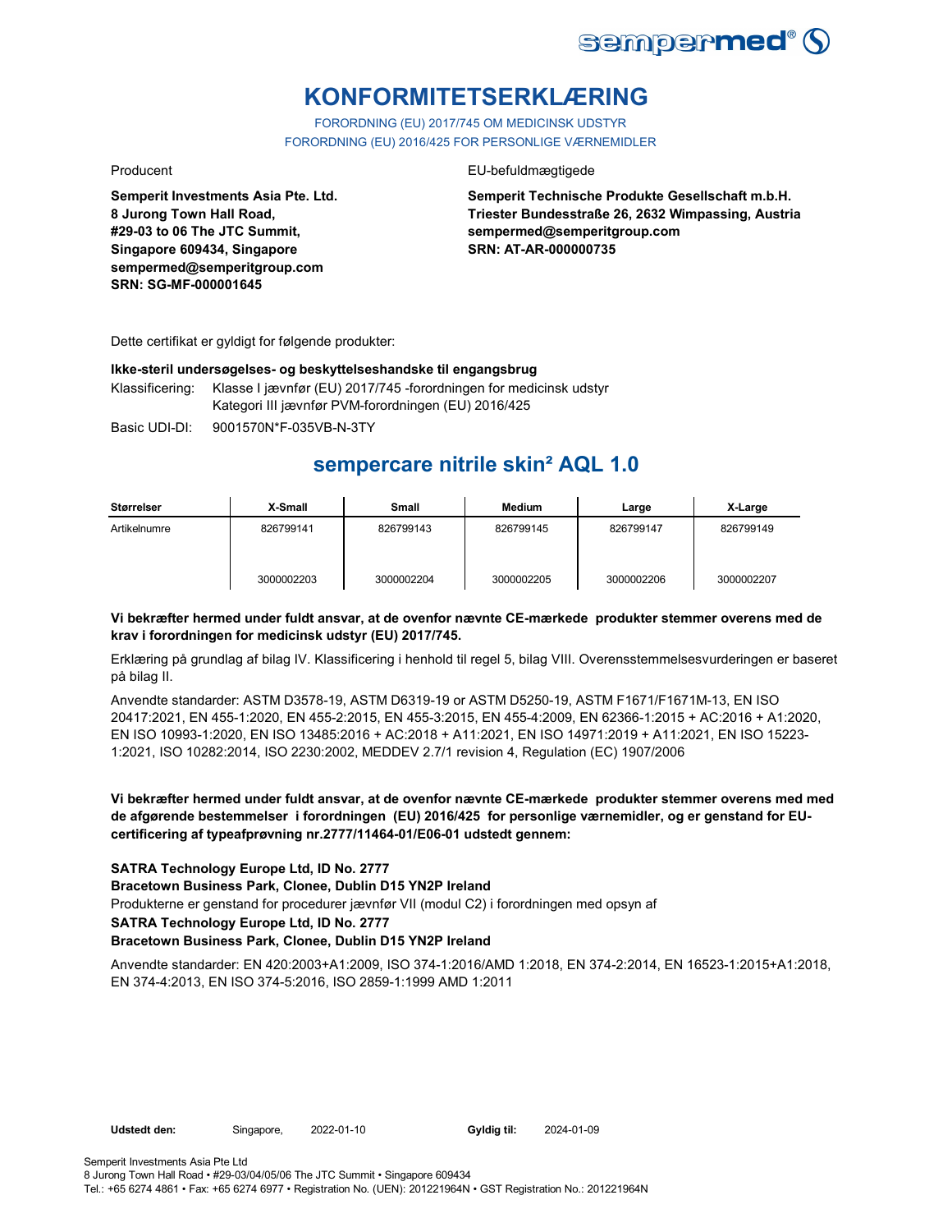# KONFORMITETSERKLÆRING

FORORDNING (EU) 2017/745 OM MEDICINSK UDSTYR
FORORDNING (EU) 2016/425 FOR PERSONLIGE VÆRNEMIDLER

Producent

**Semperit Investments Asia Pte. Ltd.**
**8 Jurong Town Hall Road,**
**#29-03 to 06 The JTC Summit,**
**Singapore 609434, Singapore**
**sempermed@semperitgroup.com**
**SRN: SG-MF-000001645**

EU-befuldmægtigede

**Semperit Technische Produkte Gesellschaft m.b.H.**
**Triester Bundesstraße 26, 2632 Wimpassing, Austria**
**sempermed@semperitgroup.com**
**SRN: AT-AR-000000735**

Dette certifikat er gyldigt for følgende produkter:

**Ikke-steril undersøgelses- og beskyttelseshandske til engangsbrug**

Klassificering: Klasse I jævnfør (EU) 2017/745 -forordningen for medicinsk udstyr
Kategori III jævnfør PVM-forordningen (EU) 2016/425

Basic UDI-DI: 9001570N*F-035VB-N-3TY

## sempercare nitrile skin² AQL 1.0

| Størrelser | X-Small | Small | Medium | Large | X-Large |
|---|---|---|---|---|---|
| Artikelnumre | 826799141 | 826799143 | 826799145 | 826799147 | 826799149 |
| | 3000022203 | 3000022204 | 3000022205 | 3000022206 | 3000022207 |

**Vi bekræfter hermed under fuldt ansvar, at de ovenfor nævnte CE-mærkede produkter stemmer overens med de krav i forordningen for medicinsk udstyr (EU) 2017/745.**

Erklæring på grundlag af bilag IV. Klassificering i henhold til regel 5, bilag VIII. Overensstemmelsesvurderingen er baseret på bilag II.

Anvendte standarder: ASTM D3578-19, ASTM D6319-19 or ASTM D5250-19, ASTM F1671/F1671M-13, EN ISO 20417:2021, EN 455-1:2020, EN 455-2:2015, EN 455-3:2015, EN 455-4:2009, EN 62366-1:2015 + AC:2016 + A1:2020, EN ISO 10993-1:2020, EN ISO 13485:2016 + AC:2018 + A11:2021, EN ISO 14971:2019 + A11:2021, EN ISO 15223-1:2021, ISO 10282:2014, ISO 2230:2002, MEDDEV 2.7/1 revision 4, Regulation (EC) 1907/2006

**Vi bekræfter hermed under fuldt ansvar, at de ovenfor nævnte CE-mærkede produkter stemmer overens med med de afgørende bestemmelser i forordningen (EU) 2016/425 for personlige værnemidler, og er genstand for EU-certificering af typeafprøvning nr.2777/11464-01/E06-01 udstedt gennem:**

**SATRA Technology Europe Ltd, ID No. 2777**
**Bracetown Business Park, Clonee, Dublin D15 YN2P Ireland**
Produkterne er genstand for procedurer jævnfør VII (modul C2) i forordningen med opsyn af
**SATRA Technology Europe Ltd, ID No. 2777**
**Bracetown Business Park, Clonee, Dublin D15 YN2P Ireland**

Anvendte standarder: EN 420:2003+A1:2009, ISO 374-1:2016/AMD 1:2018, EN 374-2:2014, EN 16523-1:2015+A1:2018, EN 374-4:2013, EN ISO 374-5:2016, ISO 2859-1:1999 AMD 1:2011

**Udstedt den:** Singapore, 2022-01-10 **Gyldig til:** 2024-01-09

Semperit Investments Asia Pte Ltd
8 Jurong Town Hall Road • #29-03/04/05/06 The JTC Summit • Singapore 609434
Tel.: +65 6274 4861 • Fax: +65 6274 6977 • Registration No. (UEN): 201221964N • GST Registration No.: 201221964N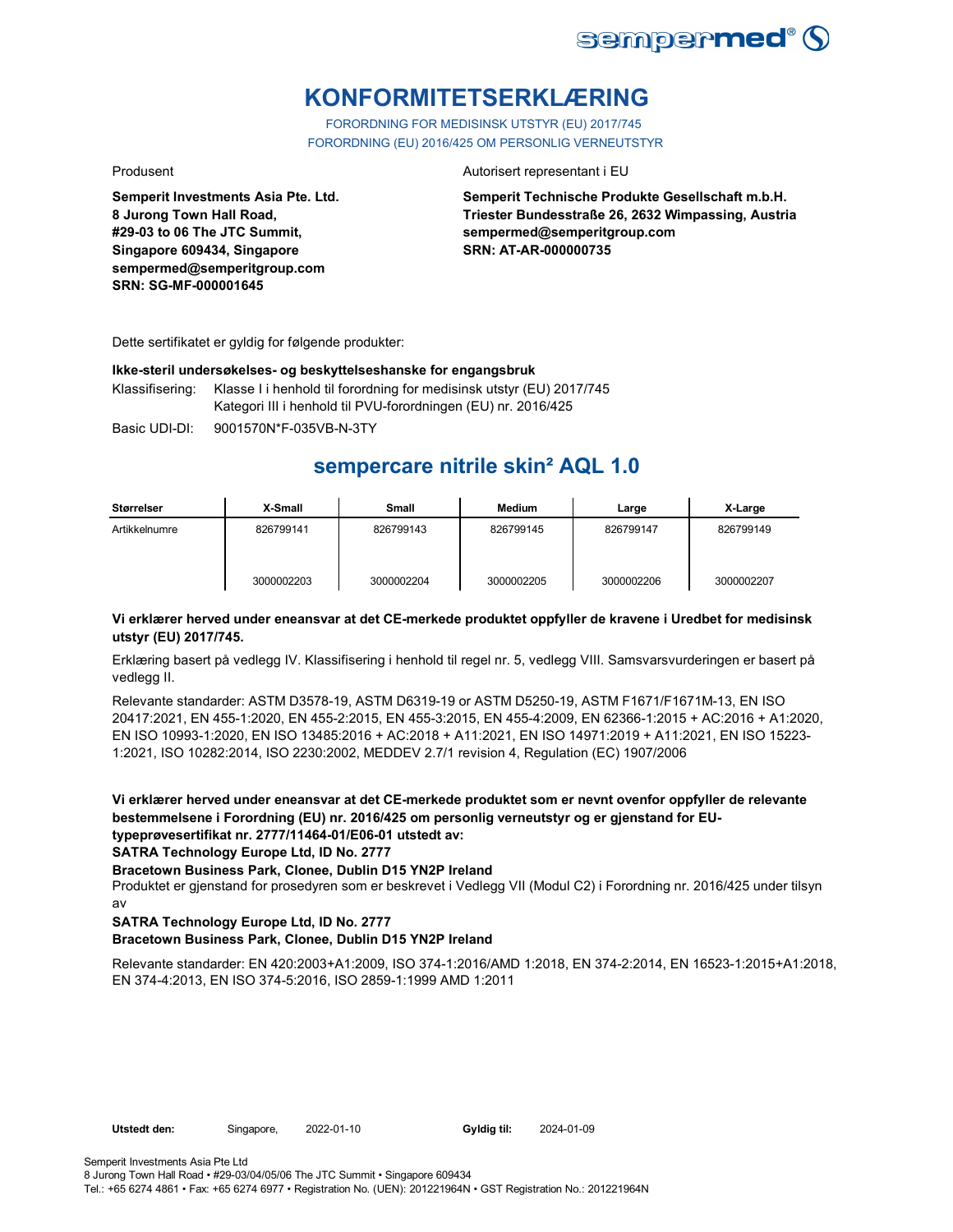# KONFORMITETSERKLÆRING

FORORDNING FOR MEDISINSK UTSTYR (EU) 2017/745
FORORDNING (EU) 2016/425 OM PERSONLIG VERNEUTSTYR

Produsent

**Semperit Investments Asia Pte. Ltd.**
**8 Jurong Town Hall Road,**
**#29-03 to 06 The JTC Summit,**
**Singapore 609434, Singapore**
**sempermed@semperitgroup.com**
**SRN: SG-MF-000001645**

Autorisert representant i EU

**Semperit Technische Produkte Gesellschaft m.b.H.**
**Triester Bundesstraße 26, 2632 Wimpassing, Austria**
**sempermed@semperitgroup.com**
**SRN: AT-AR-000000735**

Dette sertifikatet er gyldig for følgende produkter:

**Ikke-steril undersøkelses- og beskyttelseshanske for engangsbruk**

Klassifisering: Klasse I i henhold til forordning for medisinsk utstyr (EU) 2017/745
Kategori III i henhold til PVU-forordningen (EU) nr. 2016/425

Basic UDI-DI: 9001570N*F-035VB-N-3TY

## sempercare nitrile skin² AQL 1.0

| Størrelser | X-Small | Small | Medium | Large | X-Large |
|---|---|---|---|---|---|
| Artikkelnumre | 826799141 | 826799143 | 826799145 | 826799147 | 826799149 |
| | 3000002203 | 3000002204 | 3000002205 | 3000002206 | 3000002207 |

**Vi erklærer herved under eneansvar at det CE-merkede produktet oppfyller de kravene i Uredbet for medisinsk utstyr (EU) 2017/745.**

Erklæring basert på vedlegg IV. Klassifisering i henhold til regel nr. 5, vedlegg VIII. Samsvarsvurderingen er basert på vedlegg II.

Relevante standarder: ASTM D3578-19, ASTM D6319-19 or ASTM D5250-19, ASTM F1671/F1671M-13, EN ISO 20417:2021, EN 455-1:2020, EN 455-2:2015, EN 455-3:2015, EN 455-4:2009, EN 62366-1:2015 + AC:2016 + A1:2020, EN ISO 10993-1:2020, EN ISO 13485:2016 + AC:2018 + A11:2021, EN ISO 14971:2019 + A11:2021, EN ISO 15223-1:2021, ISO 10282:2014, ISO 2230:2002, MEDDEV 2.7/1 revision 4, Regulation (EC) 1907/2006

**Vi erklærer herved under eneansvar at det CE-merkede produktet som er nevnt ovenfor oppfyller de relevante bestemmelsene i Forordning (EU) nr. 2016/425 om personlig verneutstyr og er gjenstand for EU-typeprøvesertifikat nr. 2777/11464-01/E06-01 utstedt av:**
**SATRA Technology Europe Ltd, ID No. 2777**
**Bracetown Business Park, Clonee, Dublin D15 YN2P Ireland**
Produktet er gjenstand for prosedyren som er beskrevet i Vedlegg VII (Modul C2) i Forordning nr. 2016/425 under tilsyn av
**SATRA Technology Europe Ltd, ID No. 2777**
**Bracetown Business Park, Clonee, Dublin D15 YN2P Ireland**

Relevante standarder: EN 420:2003+A1:2009, ISO 374-1:2016/AMD 1:2018, EN 374-2:2014, EN 16523-1:2015+A1:2018, EN 374-4:2013, EN ISO 374-5:2016, ISO 2859-1:1999 AMD 1:2011

**Utstedt den:** Singapore, 2022-01-10 **Gyldig til:** 2024-01-09

Semperit Investments Asia Pte Ltd
8 Jurong Town Hall Road • #29-03/04/05/06 The JTC Summit • Singapore 609434
Tel.: +65 6274 4861 • Fax: +65 6274 6977 • Registration No. (UEN): 201221964N • GST Registration No.: 201221964N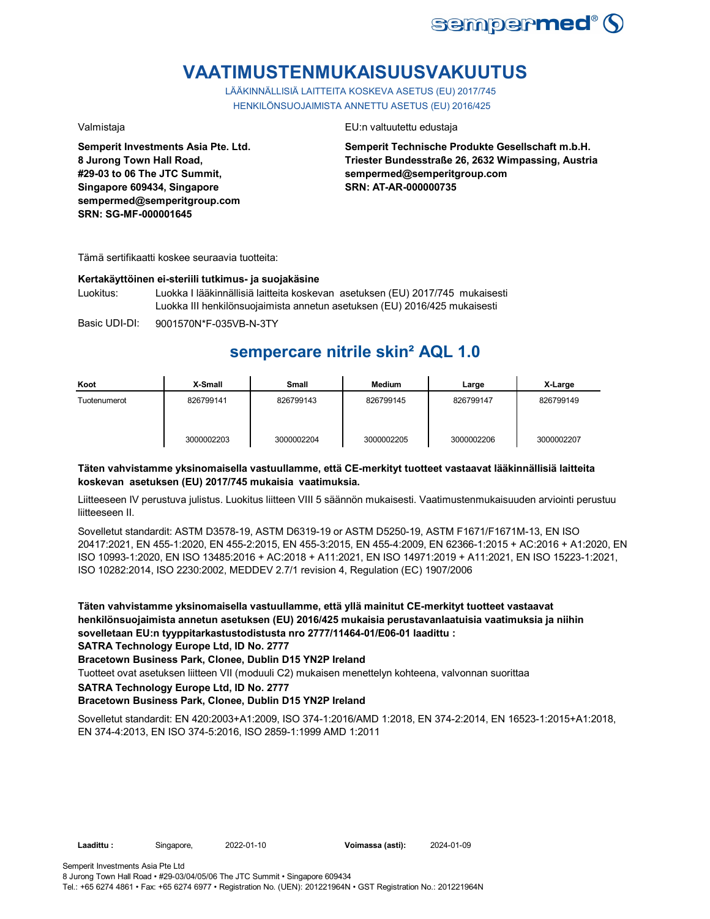# VAATIMUSTENMUKAISUUSVAKUUTUS

LÄÄKINNÄLLISIÄ LAITTEITA KOSKEVA ASETUS (EU) 2017/745
HENKILÖNSUOJAIMISTA ANNETTU ASETUS (EU) 2016/425

Valmistaja

**Semperit Investments Asia Pte. Ltd.**
**8 Jurong Town Hall Road,**
**#29-03 to 06 The JTC Summit,**
**Singapore 609434, Singapore**
**sempermed@semperitgroup.com**
**SRN: SG-MF-000001645**

EU:n valtuutettu edustaja

**Semperit Technische Produkte Gesellschaft m.b.H.**
**Triester Bundesstraße 26, 2632 Wimpassing, Austria**
**sempermed@semperitgroup.com**
**SRN: AT-AR-000000735**

Tämä sertifikaatti koskee seuraavia tuotteita:

**Kertakäyttöinen ei-steriili tutkimus- ja suojakäsine**

Luokitus: Luokka I lääkinnällisiä laitteita koskevan asetuksen (EU) 2017/745 mukaisesti
Luokka III henkilönsuojaimista annetun asetuksen (EU) 2016/425 mukaisesti

Basic UDI-DI: 9001570N*F-035VB-N-3TY

## sempercare nitrile skin² AQL 1.0

| Koot | X-Small | Small | Medium | Large | X-Large |
|---|---|---|---|---|---|
| Tuotenumerot | 826799141<br><br>3000002203 | 826799143<br><br>3000002204 | 826799145<br><br>3000002205 | 826799147<br><br>3000002206 | 826799149<br><br>3000002207 |

**Täten vahvistamme yksinomaisella vastuullamme, että CE-merkityt tuotteet vastaavat lääkinnällisiä laitteita koskevan asetuksen (EU) 2017/745 mukaisia vaatimuksia.**

Liitteeseen IV perustuva julistus. Luokitus liitteen VIII 5 säännön mukaisesti. Vaatimustenmukaisuuden arviointi perustuu liitteeseen II.

Sovelletut standardit: ASTM D3578-19, ASTM D6319-19 or ASTM D5250-19, ASTM F1671/F1671M-13, EN ISO 20417:2021, EN 455-1:2020, EN 455-2:2015, EN 455-3:2015, EN 455-4:2009, EN 62366-1:2015 + AC:2016 + A1:2020, EN ISO 10993-1:2020, EN ISO 13485:2016 + AC:2018 + A11:2021, EN ISO 14971:2019 + A11:2021, EN ISO 15223-1:2021, ISO 10282:2014, ISO 2230:2002, MEDDEV 2.7/1 revision 4, Regulation (EC) 1907/2006

**Täten vahvistamme yksinomaisella vastuullamme, että yllä mainitut CE-merkityt tuotteet vastaavat henkilönsuojaimista annetun asetuksen (EU) 2016/425 mukaisia perustavanlaatuisia vaatimuksia ja niihin sovelletaan EU:n tyyppitarkastustodistusta nro 2777/11464-01/E06-01 laadittu :**
**SATRA Technology Europe Ltd, ID No. 2777**
**Bracetown Business Park, Clonee, Dublin D15 YN2P Ireland**

Tuotteet ovat asetuksen liitteen VII (moduuli C2) mukaisen menettelyn kohteena, valvonnan suorittaa

**SATRA Technology Europe Ltd, ID No. 2777**
**Bracetown Business Park, Clonee, Dublin D15 YN2P Ireland**

Sovelletut standardit: EN 420:2003+A1:2009, ISO 374-1:2016/AMD 1:2018, EN 374-2:2014, EN 16523-1:2015+A1:2018, EN 374-4:2013, EN ISO 374-5:2016, ISO 2859-1:1999 AMD 1:2011

**Laadittu :** Singapore, 2022-01-10 **Voimassa (asti):** 2024-01-09

Semperit Investments Asia Pte Ltd
8 Jurong Town Hall Road • #29-03/04/05/06 The JTC Summit • Singapore 609434
Tel.: +65 6274 4861 • Fax: +65 6274 6977 • Registration No. (UEN): 201221964N • GST Registration No.: 201221964N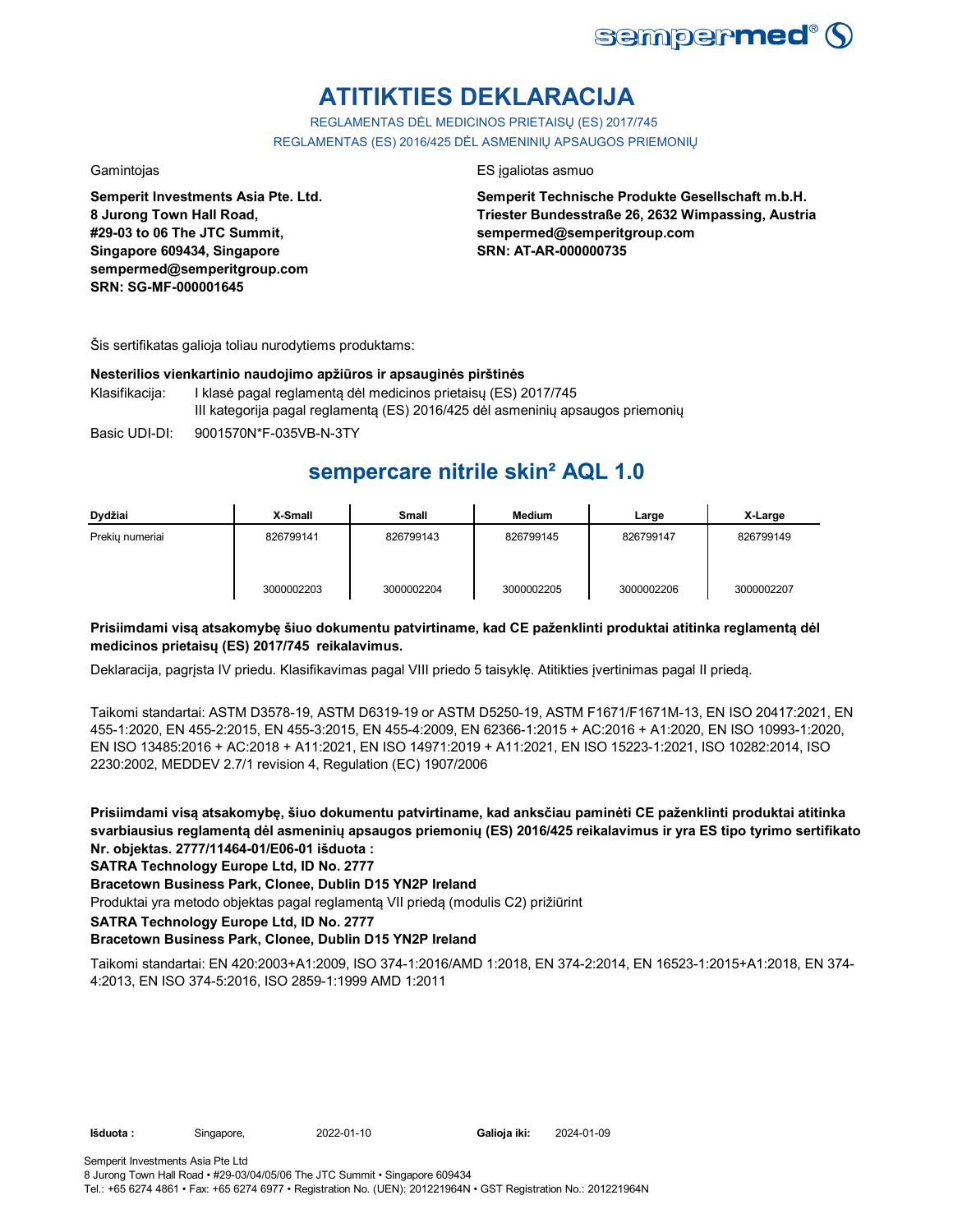# ATITIKTIES DEKLARACIJA

REGLAMENTAS DĖL MEDICINOS PRIETAISŲ (ES) 2017/745
REGLAMENTAS (ES) 2016/425 DĖL ASMENINIŲ APSAUGOS PRIEMONIŲ

Gamintojas

**Semperit Investments Asia Pte. Ltd.**
**8 Jurong Town Hall Road,**
**#29-03 to 06 The JTC Summit,**
**Singapore 609434, Singapore**
**sempermed@semperitgroup.com**
**SRN: SG-MF-000001645**

ES įgaliotas asmuo

**Semperit Technische Produkte Gesellschaft m.b.H.**
**Triester Bundesstraße 26, 2632 Wimpassing, Austria**
**sempermed@semperitgroup.com**
**SRN: AT-AR-000000735**

Šis sertifikatas galioja toliau nurodytiems produktams:

**Nesterilios vienkartinio naudojimo apžiūros ir apsauginės pirštinės**

Klasifikacija: I klasė pagal reglamentą dėl medicinos prietaisų (ES) 2017/745
III kategorija pagal reglamentą (ES) 2016/425 dėl asmeninių apsaugos priemonių

Basic UDI-DI: 9001570N*F-035VB-N-3TY

## sempercare nitrile skin² AQL 1.0

| Dydžiai | X-Small | Small | Medium | Large | X-Large |
|---|---|---|---|---|---|
| Prekių numeriai | 826799141 | 826799143 | 826799145 | 826799147 | 826799149 |
| | 3000002203 | 3000002204 | 3000002205 | 3000002206 | 3000002207 |

**Prisiimdami visą atsakomybę šiuo dokumentu patvirtiname, kad CE paženklinti produktai atitinka reglamentą dėl medicinos prietaisų (ES) 2017/745 reikalavimus.**

Deklaracija, pagrįsta IV priedu. Klasifikavimas pagal VIII priedo 5 taisyklę. Atitikties įvertinimas pagal II priedą.

Taikomi standartai: ASTM D3578-19, ASTM D6319-19 or ASTM D5250-19, ASTM F1671/F1671M-13, EN ISO 20417:2021, EN 455-1:2020, EN 455-2:2015, EN 455-3:2015, EN 455-4:2009, EN 62366-1:2015 + AC:2016 + A1:2020, EN ISO 10993-1:2020, EN ISO 13485:2016 + AC:2018 + A11:2021, EN ISO 14971:2019 + A11:2021, EN ISO 15223-1:2021, ISO 10282:2014, ISO 2230:2002, MEDDEV 2.7/1 revision 4, Regulation (EC) 1907/2006

**Prisiimdami visą atsakomybę, šiuo dokumentu patvirtiname, kad anksčiau paminėti CE paženklinti produktai atitinka svarbiausius reglamentą dėl asmeninių apsaugos priemonių (ES) 2016/425 reikalavimus ir yra ES tipo tyrimo sertifikato Nr. objektas. 2777/11464-01/E06-01 išduota :**
**SATRA Technology Europe Ltd, ID No. 2777**
**Bracetown Business Park, Clonee, Dublin D15 YN2P Ireland**

Produktai yra metodo objektas pagal reglamentą VII priedą (modulis C2) prižiūrint

**SATRA Technology Europe Ltd, ID No. 2777**
**Bracetown Business Park, Clonee, Dublin D15 YN2P Ireland**

Taikomi standartai: EN 420:2003+A1:2009, ISO 374-1:2016/AMD 1:2018, EN 374-2:2014, EN 16523-1:2015+A1:2018, EN 374-4:2013, EN ISO 374-5:2016, ISO 2859-1:1999 AMD 1:2011

**Išduota :** Singapore, 2022-01-10 **Galioja iki:** 2024-01-09

Semperit Investments Asia Pte Ltd
8 Jurong Town Hall Road • #29-03/04/05/06 The JTC Summit • Singapore 609434
Tel.: +65 6274 4861 • Fax: +65 6274 6977 • Registration No. (UEN): 201221964N • GST Registration No.: 201221964N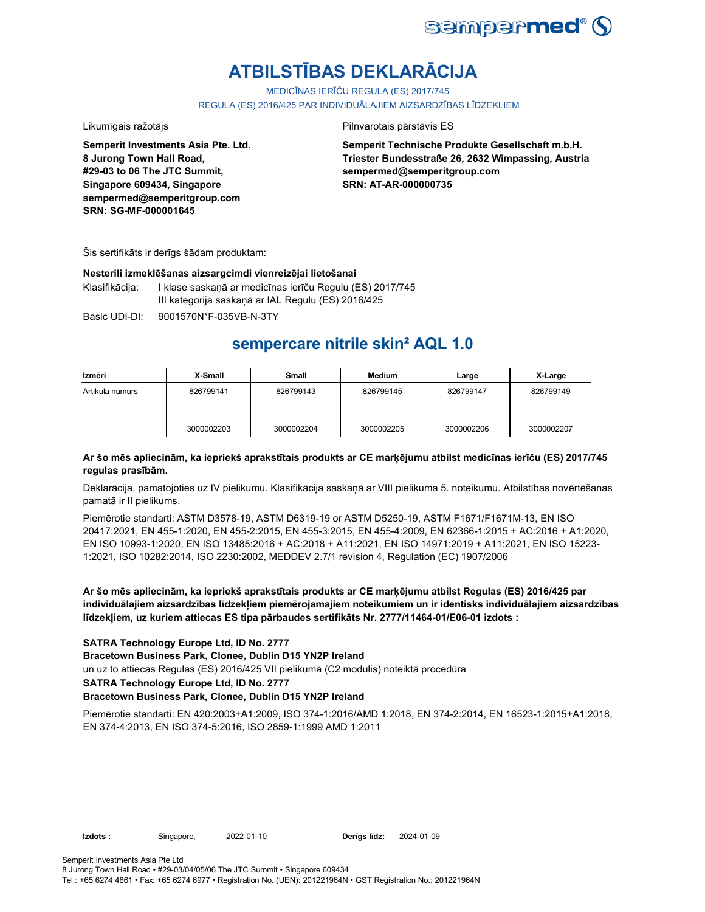# ATBILSTĪBAS DEKLARĀCIJA

MEDICĪNAS IERĪČU REGULA (ES) 2017/745

REGULA (ES) 2016/425 PAR INDIVIDUĀLAJIEM AIZSARDZĪBAS LĪDZEKĻIEM

Likumīgais ražotājs

**Semperit Investments Asia Pte. Ltd.**
**8 Jurong Town Hall Road,**
**#29-03 to 06 The JTC Summit,**
**Singapore 609434, Singapore**
**sempermed@semperitgroup.com**
**SRN: SG-MF-000001645**

Pilnvarotais pārstāvis ES

**Semperit Technische Produkte Gesellschaft m.b.H.**
**Triester Bundesstraße 26, 2632 Wimpassing, Austria**
**sempermed@semperitgroup.com**
**SRN: AT-AR-000000735**

Šis sertifikāts ir derīgs šādam produktam:

**Nesterili izmeklēšanas aizsargcimdi vienreizējai lietošanai**

Klasifikācija: I klase saskaņā ar medicīnas ierīču Regulu (ES) 2017/745
III kategorija saskaņā ar IAL Regulu (ES) 2016/425

Basic UDI-DI: 9001570N*F-035VB-N-3TY

## sempercare nitrile skin² AQL 1.0

| Izmēri | X-Small | Small | Medium | Large | X-Large |
|---|---|---|---|---|---|
| Artikula numurs | 826799141 | 826799143 | 826799145 | 826799147 | 826799149 |
| | 3000002203 | 3000002204 | 3000002205 | 3000002206 | 3000002207 |

**Ar šo mēs apliecinām, ka iepriekš aprakstītais produkts ar CE marķējumu atbilst medicīnas ierīču (ES) 2017/745 regulas prasībām.**

Deklarācija, pamatojoties uz IV pielikumu. Klasifikācija saskaņā ar VIII pielikuma 5. noteikumu. Atbilstības novērtēšanas pamatā ir II pielikums.

Piemērotie standarti: ASTM D3578-19, ASTM D6319-19 or ASTM D5250-19, ASTM F1671/F1671M-13, EN ISO 20417:2021, EN 455-1:2020, EN 455-2:2015, EN 455-3:2015, EN 455-4:2009, EN 62366-1:2015 + AC:2016 + A1:2020, EN ISO 10993-1:2020, EN ISO 13485:2016 + AC:2018 + A11:2021, EN ISO 14971:2019 + A11:2021, EN ISO 15223-1:2021, ISO 10282:2014, ISO 2230:2002, MEDDEV 2.7/1 revision 4, Regulation (EC) 1907/2006

**Ar šo mēs apliecinām, ka iepriekš aprakstītais produkts ar CE marķējumu atbilst Regulas (ES) 2016/425 par individuālajiem aizsardzības līdzekļiem piemērojamajiem noteikumiem un ir identisks individuālajiem aizsardzības līdzekļiem, uz kuriem attiecas ES tipa pārbaudes sertifikāts Nr. 2777/11464-01/E06-01 izdots :**

**SATRA Technology Europe Ltd, ID No. 2777**
**Bracetown Business Park, Clonee, Dublin D15 YN2P Ireland**
un uz to attiecas Regulas (ES) 2016/425 VII pielikumā (C2 modulis) noteiktā procedūra
**SATRA Technology Europe Ltd, ID No. 2777**
**Bracetown Business Park, Clonee, Dublin D15 YN2P Ireland**

Piemērotie standarti: EN 420:2003+A1:2009, ISO 374-1:2016/AMD 1:2018, EN 374-2:2014, EN 16523-1:2015+A1:2018, EN 374-4:2013, EN ISO 374-5:2016, ISO 2859-1:1999 AMD 1:2011

**Izdots :** Singapore, 2022-01-10 **Derīgs līdz:** 2024-01-09

Semperit Investments Asia Pte Ltd
8 Jurong Town Hall Road • #29-03/04/05/06 The JTC Summit • Singapore 609434
Tel.: +65 6274 4861 • Fax: +65 6274 6977 • Registration No. (UEN): 201221964N • GST Registration No.: 201221964N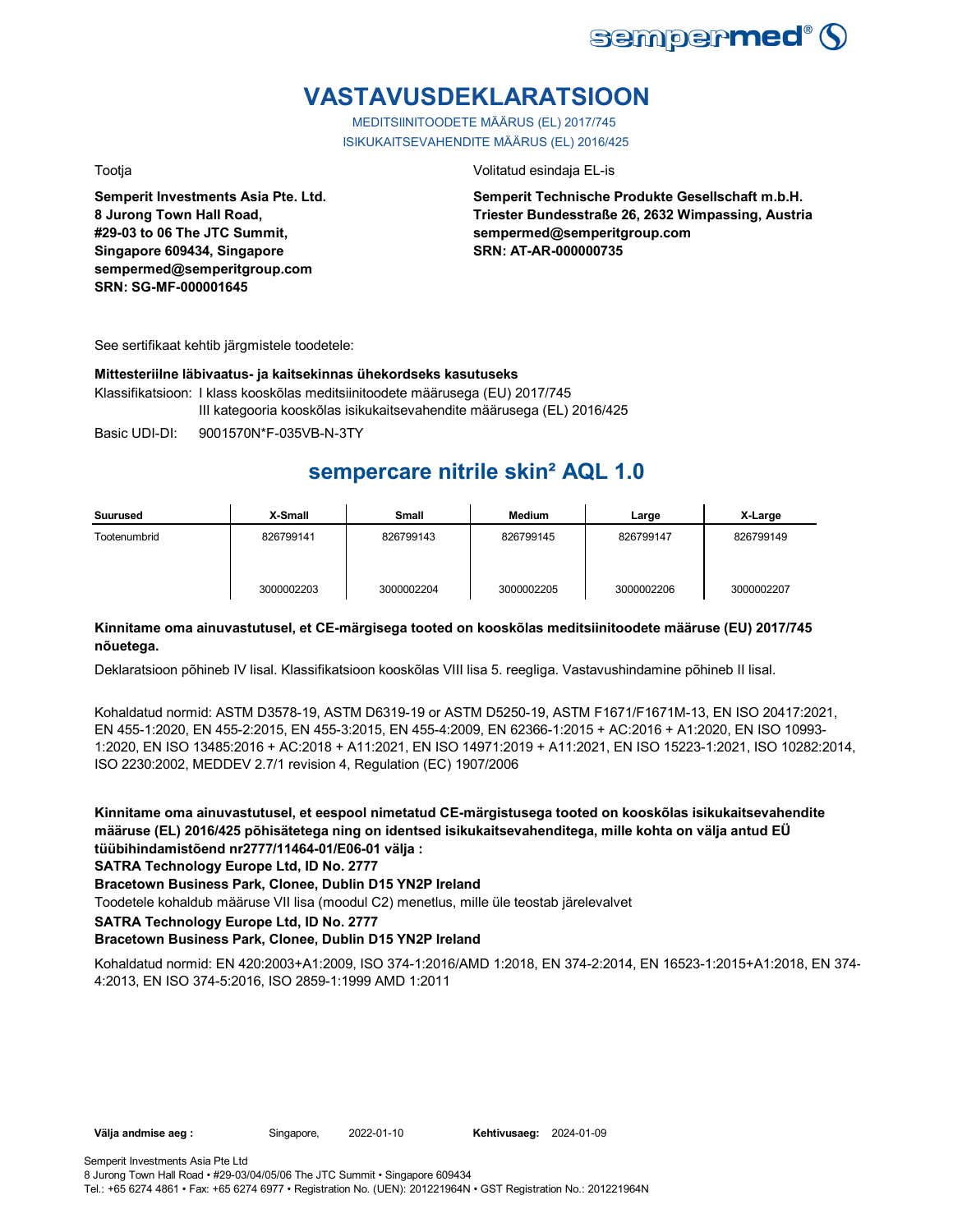# VASTAVUSDEKLARATSIOON

MEDITSIINITOODETE MÄÄRUS (EL) 2017/745

ISIKUKAITSEVAHENDITE MÄÄRUS (EL) 2016/425

Tootja

**Semperit Investments Asia Pte. Ltd.**
**8 Jurong Town Hall Road,**
**#29-03 to 06 The JTC Summit,**
**Singapore 609434, Singapore**
**sempermed@semperitgroup.com**
**SRN: SG-MF-000001645**

Volitatud esindaja EL-is

**Semperit Technische Produkte Gesellschaft m.b.H.**
**Triester Bundesstraße 26, 2632 Wimpassing, Austria**
**sempermed@semperitgroup.com**
**SRN: AT-AR-000000735**

See sertifikaat kehtib järgmistele toodetele:

**Mittesteriilne läbivaatus- ja kaitsekinnas ühekordseks kasutuseks**

Klassifikatsioon: I klass kooskõlas meditsiinitoodete määrusega (EU) 2017/745
III kategooria kooskõlas isikukaitsevahendite määrusega (EL) 2016/425

Basic UDI-DI: 9001570N*F-035VB-N-3TY

## sempercare nitrile skin² AQL 1.0

| Suurused | X-Small | Small | Medium | Large | X-Large |
|---|---|---|---|---|---|
| Tootenumbrid | 826799141<br><br>3000002203 | 826799143<br><br>3000002204 | 826799145<br><br>3000002205 | 826799147<br><br>3000002206 | 826799149<br><br>3000002207 |

**Kinnitame oma ainuvastutusel, et CE-märgisega tooted on kooskõlas meditsiinitoodete määruse (EU) 2017/745 nõuetega.**

Deklaratsioon põhineb IV lisal. Klassifikatsioon kooskõlas VIII lisa 5. reegliga. Vastavushindamine põhineb II lisal.

Kohaldatud normid: ASTM D3578-19, ASTM D6319-19 or ASTM D5250-19, ASTM F1671/F1671M-13, EN ISO 20417:2021, EN 455-1:2020, EN 455-2:2015, EN 455-3:2015, EN 455-4:2009, EN 62366-1:2015 + AC:2016 + A1:2020, EN ISO 10993-1:2020, EN ISO 13485:2016 + AC:2018 + A11:2021, EN ISO 14971:2019 + A11:2021, EN ISO 15223-1:2021, ISO 10282:2014, ISO 2230:2002, MEDDEV 2.7/1 revision 4, Regulation (EC) 1907/2006

**Kinnitame oma ainuvastutusel, et eespool nimetatud CE-märgistusega tooted on kooskõlas isikukaitsevahendite määruse (EL) 2016/425 põhisätetega ning on identsed isikukaitsevahenditega, mille kohta on välja antud EÜ tüübihindamistõend nr2777/11464-01/E06-01 välja :**

**SATRA Technology Europe Ltd, ID No. 2777**

**Bracetown Business Park, Clonee, Dublin D15 YN2P Ireland**

Toodetele kohaldub määruse VII lisa (moodul C2) menetlus, mille üle teostab järelevalvet

**SATRA Technology Europe Ltd, ID No. 2777**

**Bracetown Business Park, Clonee, Dublin D15 YN2P Ireland**

Kohaldatud normid: EN 420:2003+A1:2009, ISO 374-1:2016/AMD 1:2018, EN 374-2:2014, EN 16523-1:2015+A1:2018, EN 374-4:2013, EN ISO 374-5:2016, ISO 2859-1:1999 AMD 1:2011

**Välja andmise aeg :** Singapore, 2022-01-10 **Kehtivusaeg:** 2024-01-09

Semperit Investments Asia Pte Ltd
8 Jurong Town Hall Road • #29-03/04/05/06 The JTC Summit • Singapore 609434
Tel.: +65 6274 4861 • Fax: +65 6274 6977 • Registration No. (UEN): 201221964N • GST Registration No.: 201221964N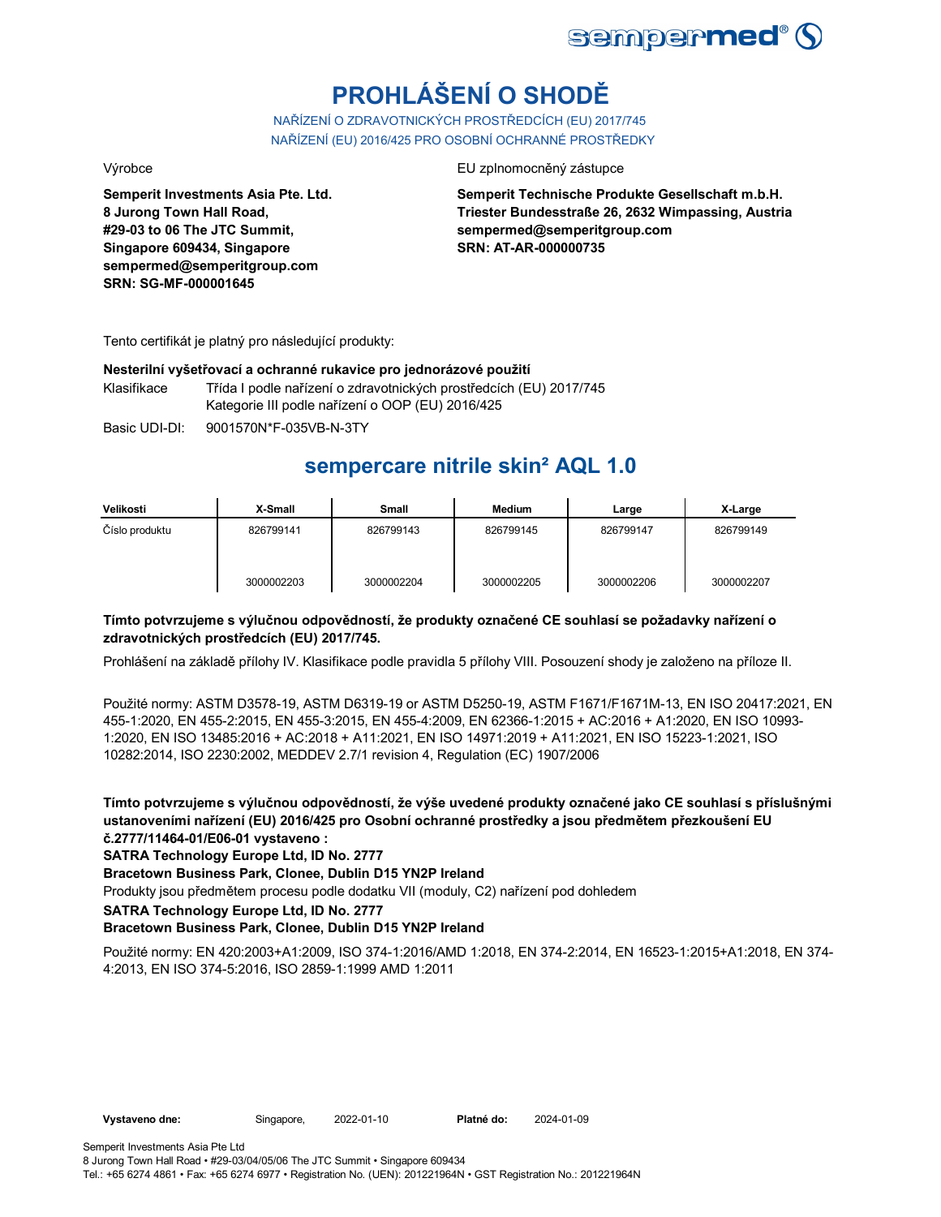# PROHLÁŠENÍ O SHODĚ

NAŘÍZENÍ O ZDRAVOTNICKÝCH PROSTŘEDCÍCH (EU) 2017/745
NAŘÍZENÍ (EU) 2016/425 PRO OSOBNÍ OCHRANNÉ PROSTŘEDKY

Výrobce

**Semperit Investments Asia Pte. Ltd.**
**8 Jurong Town Hall Road,**
**#29-03 to 06 The JTC Summit,**
**Singapore 609434, Singapore**
**sempermed@semperitgroup.com**
**SRN: SG-MF-000001645**

EU zplnomocněný zástupce

**Semperit Technische Produkte Gesellschaft m.b.H.**
**Triester Bundesstraße 26, 2632 Wimpassing, Austria**
**sempermed@semperitgroup.com**
**SRN: AT-AR-000000735**

Tento certifikát je platný pro následující produkty:

**Nesterilní vyšetřovací a ochranné rukavice pro jednorázové použití**

Klasifikace: Třída I podle nařízení o zdravotnických prostředcích (EU) 2017/745
Kategorie III podle nařízení o OOP (EU) 2016/425

Basic UDI-DI: 9001570N*F-035VB-N-3TY

## sempercare nitrile skin² AQL 1.0

| Velikosti | X-Small | Small | Medium | Large | X-Large |
|---|---|---|---|---|---|
| Číslo produktu | 826799141 | 826799143 | 826799145 | 826799147 | 826799149 |
| | 3000002203 | 3000002204 | 3000002205 | 3000002206 | 3000002207 |

**Tímto potvrzujeme s výlučnou odpovědností, že produkty označené CE souhlasí se požadavky nařízení o zdravotnických prostředcích (EU) 2017/745.**

Prohlášení na základě přílohy IV. Klasifikace podle pravidla 5 přílohy VIII. Posouzení shody je založeno na příloze II.

Použité normy: ASTM D3578-19, ASTM D6319-19 or ASTM D5250-19, ASTM F1671/F1671M-13, EN ISO 20417:2021, EN 455-1:2020, EN 455-2:2015, EN 455-3:2015, EN 455-4:2009, EN 62366-1:2015 + AC:2016 + A1:2020, EN ISO 10993-1:2020, EN ISO 13485:2016 + AC:2018 + A11:2021, EN ISO 14971:2019 + A11:2021, EN ISO 15223-1:2021, ISO 10282:2014, ISO 2230:2002, MEDDEV 2.7/1 revision 4, Regulation (EC) 1907/2006

**Tímto potvrzujeme s výlučnou odpovědností, že výše uvedené produkty označené jako CE souhlasí s příslušnými ustanoveními nařízení (EU) 2016/425 pro Osobní ochranné prostředky a jsou předmětem přezkoušení EU č.2777/11464-01/E06-01 vystaveno :**

**SATRA Technology Europe Ltd, ID No. 2777**

**Bracetown Business Park, Clonee, Dublin D15 YN2P Ireland**

Produkty jsou předmětem procesu podle dodatku VII (moduly, C2) nařízení pod dohledem

**SATRA Technology Europe Ltd, ID No. 2777**

**Bracetown Business Park, Clonee, Dublin D15 YN2P Ireland**

Použité normy: EN 420:2003+A1:2009, ISO 374-1:2016/AMD 1:2018, EN 374-2:2014, EN 16523-1:2015+A1:2018, EN 374-4:2013, EN ISO 374-5:2016, ISO 2859-1:1999 AMD 1:2011

**Vystaveno dne:** Singapore, 2022-01-10 **Platné do:** 2024-01-09

Semperit Investments Asia Pte Ltd
8 Jurong Town Hall Road • #29-03/04/05/06 The JTC Summit • Singapore 609434
Tel.: +65 6274 4861 • Fax: +65 6274 6977 • Registration No. (UEN): 201221964N • GST Registration No.: 201221964N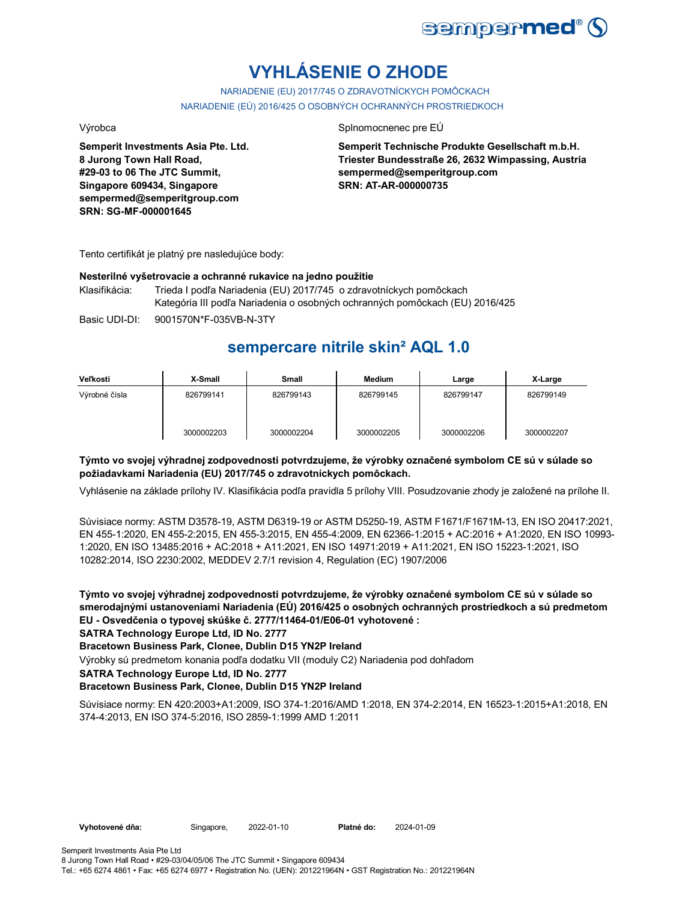# VYHLÁSENIE O ZHODE

NARIADENIE (EU) 2017/745 O ZDRAVOTNÍCKYCH POMÔCKACH

NARIADENIE (EÚ) 2016/425 O OSOBNÝCH OCHRANNÝCH PROSTRIEDKOCH

Výrobca

**Semperit Investments Asia Pte. Ltd.**
**8 Jurong Town Hall Road,**
**#29-03 to 06 The JTC Summit,**
**Singapore 609434, Singapore**
**sempermed@semperitgroup.com**
**SRN: SG-MF-000001645**

Splnomocnenec pre EÚ

**Semperit Technische Produkte Gesellschaft m.b.H.**
**Triester Bundesstraße 26, 2632 Wimpassing, Austria**
**sempermed@semperitgroup.com**
**SRN: AT-AR-000000735**

Tento certifikát je platný pre nasledujúce body:

**Nesterilné vyšetrovacie a ochranné rukavice na jedno použitie**

Klasifikácia: Trieda I podľa Nariadenia (EU) 2017/745 o zdravotníckych pomôckach
Kategória III podľa Nariadenia o osobných ochranných pomôckach (EU) 2016/425

Basic UDI-DI: 9001570N*F-035VB-N-3TY

## sempercare nitrile skin² AQL 1.0

| Veľkosti | X-Small | Small | Medium | Large | X-Large |
|---|---|---|---|---|---|
| Výrobné čísla | 826799141 | 826799143 | 826799145 | 826799147 | 826799149 |
| | 3000002203 | 3000002204 | 3000002205 | 3000002206 | 3000002207 |

**Týmto vo svojej výhradnej zodpovednosti potvrdzujeme, že výrobky označené symbolom CE sú v súlade so požiadavkami Nariadenia (EU) 2017/745 o zdravotníckych pomôckach.**

Vyhlásenie na základe prílohy IV. Klasifikácia podľa pravidla 5 prílohy VIII. Posudzovanie zhody je založené na prílohe II.

Súvisiace normy: ASTM D3578-19, ASTM D6319-19 or ASTM D5250-19, ASTM F1671/F1671M-13, EN ISO 20417:2021, EN 455-1:2020, EN 455-2:2015, EN 455-3:2015, EN 455-4:2009, EN 62366-1:2015 + AC:2016 + A1:2020, EN ISO 10993-1:2020, EN ISO 13485:2016 + AC:2018 + A11:2021, EN ISO 14971:2019 + A11:2021, EN ISO 15223-1:2021, ISO 10282:2014, ISO 2230:2002, MEDDEV 2.7/1 revision 4, Regulation (EC) 1907/2006

**Týmto vo svojej výhradnej zodpovednosti potvrdzujeme, že výrobky označené symbolom CE sú v súlade so smerodajnými ustanoveniami Nariadenia (EÚ) 2016/425 o osobných ochranných prostriedkoch a sú predmetom EU - Osvedčenia o typovej skúške č. 2777/11464-01/E06-01 vyhotovené :**
**SATRA Technology Europe Ltd, ID No. 2777**
**Bracetown Business Park, Clonee, Dublin D15 YN2P Ireland**

Výrobky sú predmetom konania podľa dodatku VII (moduly C2) Nariadenia pod dohľadom

**SATRA Technology Europe Ltd, ID No. 2777**
**Bracetown Business Park, Clonee, Dublin D15 YN2P Ireland**

Súvisiace normy: EN 420:2003+A1:2009, ISO 374-1:2016/AMD 1:2018, EN 374-2:2014, EN 16523-1:2015+A1:2018, EN 374-4:2013, EN ISO 374-5:2016, ISO 2859-1:1999 AMD 1:2011

**Vyhotovené dňa:** Singapore, 2022-01-10 **Platné do:** 2024-01-09

Semperit Investments Asia Pte Ltd
8 Jurong Town Hall Road • #29-03/04/05/06 The JTC Summit • Singapore 609434
Tel.: +65 6274 4861 • Fax: +65 6274 6977 • Registration No. (UEN): 201221964N • GST Registration No.: 201221964N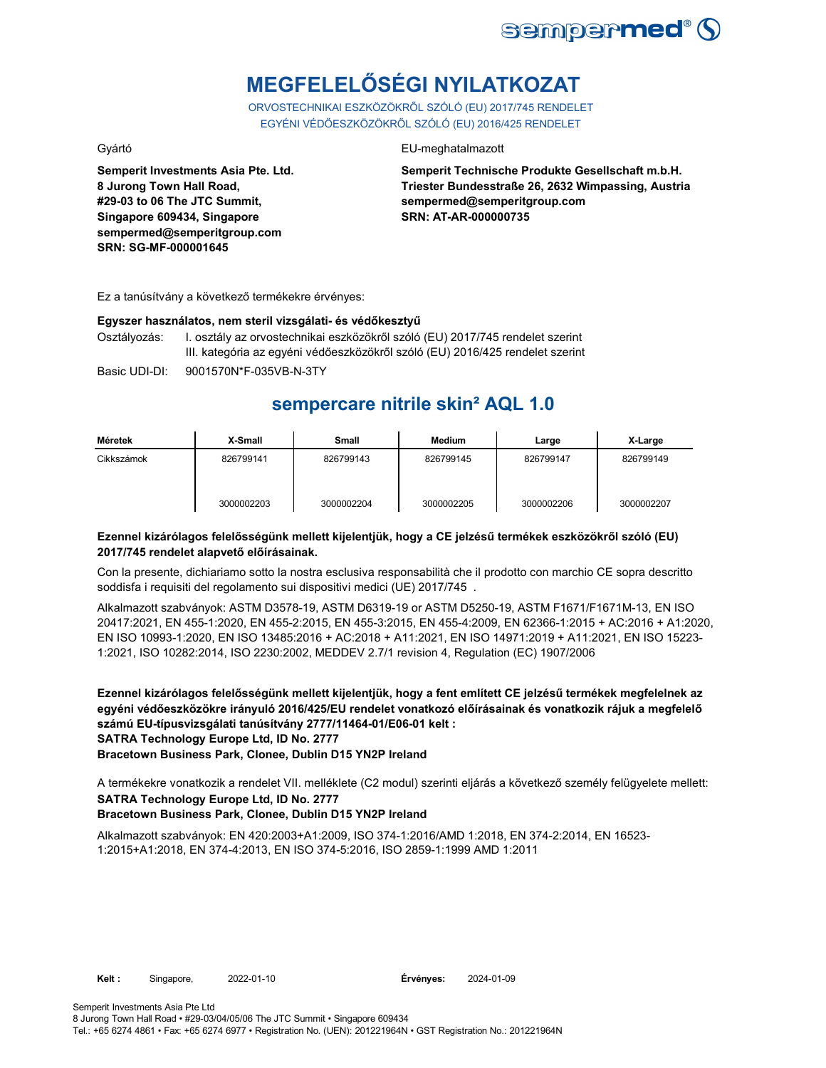# MEGFELELŐSÉGI NYILATKOZAT

ORVOSTECHNIKAI ESZKÖZÖKRŐL SZÓLÓ (EU) 2017/745 RENDELET
EGYÉNI VÉDŐESZKÖZÖKRŐL SZÓLÓ (EU) 2016/425 RENDELET

Gyártó

**Semperit Investments Asia Pte. Ltd.**
**8 Jurong Town Hall Road,**
**#29-03 to 06 The JTC Summit,**
**Singapore 609434, Singapore**
**sempermed@semperitgroup.com**
**SRN: SG-MF-000001645**

EU-meghatalmazott

**Semperit Technische Produkte Gesellschaft m.b.H.**
**Triester Bundesstraße 26, 2632 Wimpassing, Austria**
**sempermed@semperitgroup.com**
**SRN: AT-AR-000000735**

Ez a tanúsítvány a következő termékekre érvényes:

**Egyszer használatos, nem steril vizsgálati- és védőkesztyű**

Osztályozás: I. osztály az orvostechnikai eszközökről szóló (EU) 2017/745 rendelet szerint
III. kategória az egyéni védőeszközökről szóló (EU) 2016/425 rendelet szerint

Basic UDI-DI: 9001570N*F-035VB-N-3TY

## sempercare nitrile skin² AQL 1.0

| Méretek | X-Small | Small | Medium | Large | X-Large |
|---|---|---|---|---|---|
| Cikkszámok | 826799141 | 826799143 | 826799145 | 826799147 | 826799149 |
| | 3000002203 | 3000002204 | 3000002205 | 3000002206 | 3000002207 |

**Ezennel kizárólagos felelősségünk mellett kijelentjük, hogy a CE jelzésű termékek eszközökről szóló (EU) 2017/745 rendelet alapvető előírásainak.**

Con la presente, dichiariamo sotto la nostra esclusiva responsabilità che il prodotto con marchio CE sopra descritto soddisfa i requisiti del regolamento sui dispositivi medici (UE) 2017/745 .

Alkalmazott szabványok: ASTM D3578-19, ASTM D6319-19 or ASTM D5250-19, ASTM F1671/F1671M-13, EN ISO 20417:2021, EN 455-1:2020, EN 455-2:2015, EN 455-3:2015, EN 455-4:2009, EN 62366-1:2015 + AC:2016 + A1:2020, EN ISO 10993-1:2020, EN ISO 13485:2016 + AC:2018 + A11:2021, EN ISO 14971:2019 + A11:2021, EN ISO 15223-1:2021, ISO 10282:2014, ISO 2230:2002, MEDDEV 2.7/1 revision 4, Regulation (EC) 1907/2006

**Ezennel kizárólagos felelősségünk mellett kijelentjük, hogy a fent említett CE jelzésű termékek megfelelnek az egyéni védőeszközökre irányuló 2016/425/EU rendelet vonatkozó előírásainak és vonatkozik rájuk a megfelelő számú EU-típusvizsgálati tanúsítvány 2777/11464-01/E06-01 kelt :**
**SATRA Technology Europe Ltd, ID No. 2777**
**Bracetown Business Park, Clonee, Dublin D15 YN2P Ireland**

A termékekre vonatkozik a rendelet VII. melléklete (C2 modul) szerinti eljárás a következő személy felügyelete mellett:
**SATRA Technology Europe Ltd, ID No. 2777**
**Bracetown Business Park, Clonee, Dublin D15 YN2P Ireland**

Alkalmazott szabványok: EN 420:2003+A1:2009, ISO 374-1:2016/AMD 1:2018, EN 374-2:2014, EN 16523-1:2015+A1:2018, EN 374-4:2013, EN ISO 374-5:2016, ISO 2859-1:1999 AMD 1:2011

**Kelt :** Singapore, 2022-01-10 **Érvényes:** 2024-01-09

Semperit Investments Asia Pte Ltd
8 Jurong Town Hall Road • #29-03/04/05/06 The JTC Summit • Singapore 609434
Tel.: +65 6274 4861 • Fax: +65 6274 6977 • Registration No. (UEN): 201221964N • GST Registration No.: 201221964N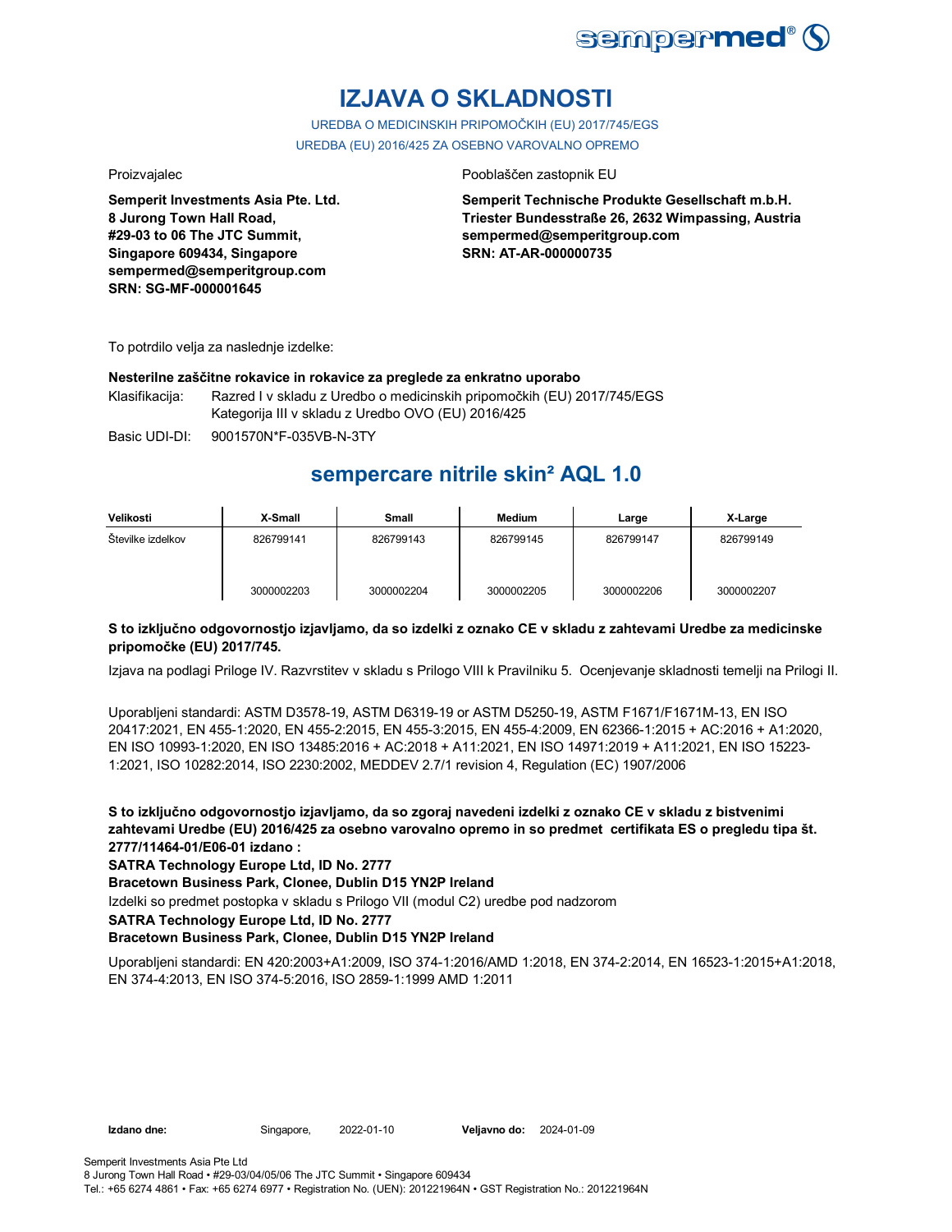# IZJAVA O SKLADNOSTI

UREDBA O MEDICINSKIH PRIPOMOČKIH (EU) 2017/745/EGS

UREDBA (EU) 2016/425 ZA OSEBNO VAROVALNO OPREMO

Proizvajalec

**Semperit Investments Asia Pte. Ltd.**
**8 Jurong Town Hall Road,**
**#29-03 to 06 The JTC Summit,**
**Singapore 609434, Singapore**
**sempermed@semperitgroup.com**
**SRN: SG-MF-000001645**

Pooblaščen zastopnik EU

**Semperit Technische Produkte Gesellschaft m.b.H.**
**Triester Bundesstraße 26, 2632 Wimpassing, Austria**
**sempermed@semperitgroup.com**
**SRN: AT-AR-000000735**

To potrdilo velja za naslednje izdelke:

**Nesterilne zaščitne rokavice in rokavice za preglede za enkratno uporabo**

Klasifikacija: Razred I v skladu z Uredbo o medicinskih pripomočkih (EU) 2017/745/EGS
Kategorija III v skladu z Uredbo OVO (EU) 2016/425

Basic UDI-DI: 9001570N*F-035VB-N-3TY

## sempercare nitrile skin² AQL 1.0

| Velikosti | X-Small | Small | Medium | Large | X-Large |
|---|---|---|---|---|---|
| Številke izdelkov | 826799141<br>3000002203 | 826799143<br>3000002204 | 826799145<br>3000002205 | 826799147<br>3000002206 | 826799149<br>3000002207 |

**S to izključno odgovornostjo izjavljamo, da so izdelki z oznako CE v skladu z zahtevami Uredbe za medicinske pripomočke (EU) 2017/745.**

Izjava na podlagi Priloge IV. Razvrstitev v skladu s Prilogo VIII k Pravilniku 5. Ocenjevanje skladnosti temelji na Prilogi II.

Uporabljeni standardi: ASTM D3578-19, ASTM D6319-19 or ASTM D5250-19, ASTM F1671/F1671M-13, EN ISO 20417:2021, EN 455-1:2020, EN 455-2:2015, EN 455-3:2015, EN 455-4:2009, EN 62366-1:2015 + AC:2016 + A1:2020, EN ISO 10993-1:2020, EN ISO 13485:2016 + AC:2018 + A11:2021, EN ISO 14971:2019 + A11:2021, EN ISO 15223-1:2021, ISO 10282:2014, ISO 2230:2002, MEDDEV 2.7/1 revision 4, Regulation (EC) 1907/2006

**S to izključno odgovornostjo izjavljamo, da so zgoraj navedeni izdelki z oznako CE v skladu z bistvenimi zahtevami Uredbe (EU) 2016/425 za osebno varovalno opremo in so predmet certifikata ES o pregledu tipa št. 2777/11464-01/E06-01 izdano :**

**SATRA Technology Europe Ltd, ID No. 2777**

**Bracetown Business Park, Clonee, Dublin D15 YN2P Ireland**

Izdelki so predmet postopka v skladu s Prilogo VII (modul C2) uredbe pod nadzorom

**SATRA Technology Europe Ltd, ID No. 2777**

**Bracetown Business Park, Clonee, Dublin D15 YN2P Ireland**

Uporabljeni standardi: EN 420:2003+A1:2009, ISO 374-1:2016/AMD 1:2018, EN 374-2:2014, EN 16523-1:2015+A1:2018, EN 374-4:2013, EN ISO 374-5:2016, ISO 2859-1:1999 AMD 1:2011

**Izdano dne:** Singapore, 2022-01-10 **Veljavno do:** 2024-01-09

Semperit Investments Asia Pte Ltd
8 Jurong Town Hall Road • #29-03/04/05/06 The JTC Summit • Singapore 609434
Tel.: +65 6274 4861 • Fax: +65 6274 6977 • Registration No. (UEN): 201221964N • GST Registration No.: 201221964N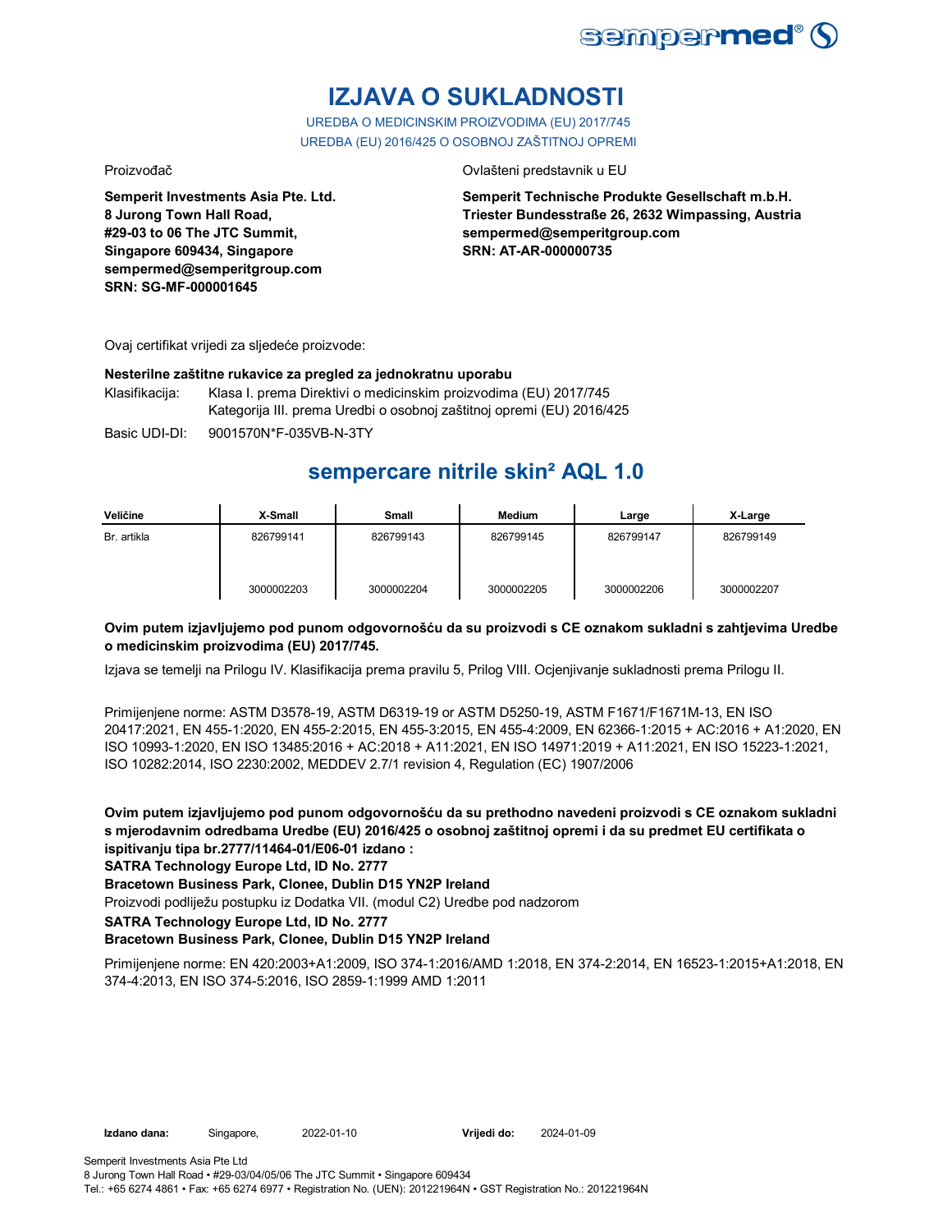# IZJAVA O SUKLADNOSTI

UREDBA O MEDICINSKIM PROIZVODIMA (EU) 2017/745
UREDBA (EU) 2016/425 O OSOBNOJ ZAŠTITNOJ OPREMI

Proizvođač

**Semperit Investments Asia Pte. Ltd.**
**8 Jurong Town Hall Road,**
**#29-03 to 06 The JTC Summit,**
**Singapore 609434, Singapore**
**sempermed@semperitgroup.com**
**SRN: SG-MF-000001645**

Ovlašteni predstavnik u EU

**Semperit Technische Produkte Gesellschaft m.b.H.**
**Triester Bundesstraße 26, 2632 Wimpassing, Austria**
**sempermed@semperitgroup.com**
**SRN: AT-AR-000000735**

Ovaj certifikat vrijedi za sljedeće proizvode:

**Nesterilne zaštitne rukavice za pregled za jednokratnu uporabu**

Klasifikacija: Klasa I. prema Direktivi o medicinskim proizvodima (EU) 2017/745
Kategorija III. prema Uredbi o osobnoj zaštitnoj opremi (EU) 2016/425

Basic UDI-DI: 9001570N*F-035VB-N-3TY

## sempercare nitrile skin² AQL 1.0

| Veličine | X-Small | Small | Medium | Large | X-Large |
|---|---|---|---|---|---|
| Br. artikla | 826799141 | 826799143 | 826799145 | 826799147 | 826799149 |
| | 3000002203 | 3000002204 | 3000002205 | 3000002206 | 3000002207 |

**Ovim putem izjavljujemo pod punom odgovornošću da su proizvodi s CE oznakom sukladni s zahtjevima Uredbe o medicinskim proizvodima (EU) 2017/745.**

Izjava se temelji na Prilogu IV. Klasifikacija prema pravilu 5, Prilog VIII. Ocjenjivanje sukladnosti prema Prilogu II.

Primijenjene norme: ASTM D3578-19, ASTM D6319-19 or ASTM D5250-19, ASTM F1671/F1671M-13, EN ISO 20417:2021, EN 455-1:2020, EN 455-2:2015, EN 455-3:2015, EN 455-4:2009, EN 62366-1:2015 + AC:2016 + A1:2020, EN ISO 10993-1:2020, EN ISO 13485:2016 + AC:2018 + A11:2021, EN ISO 14971:2019 + A11:2021, EN ISO 15223-1:2021, ISO 10282:2014, ISO 2230:2002, MEDDEV 2.7/1 revision 4, Regulation (EC) 1907/2006

**Ovim putem izjavljujemo pod punom odgovornošću da su prethodno navedeni proizvodi s CE oznakom sukladni s mjerodavnim odredbama Uredbe (EU) 2016/425 o osobnoj zaštitnoj opremi i da su predmet EU certifikata o ispitivanju tipa br.2777/11464-01/E06-01 izdano :**
**SATRA Technology Europe Ltd, ID No. 2777**
**Bracetown Business Park, Clonee, Dublin D15 YN2P Ireland**

Proizvodi podliježu postupku iz Dodatka VII. (modul C2) Uredbe pod nadzorom

**SATRA Technology Europe Ltd, ID No. 2777**
**Bracetown Business Park, Clonee, Dublin D15 YN2P Ireland**

Primijenjene norme: EN 420:2003+A1:2009, ISO 374-1:2016/AMD 1:2018, EN 374-2:2014, EN 16523-1:2015+A1:2018, EN 374-4:2013, EN ISO 374-5:2016, ISO 2859-1:1999 AMD 1:2011

**Izdano dana:** Singapore, 2022-01-10 **Vrijedi do:** 2024-01-09

Semperit Investments Asia Pte Ltd
8 Jurong Town Hall Road • #29-03/04/05/06 The JTC Summit • Singapore 609434
Tel.: +65 6274 4861 • Fax: +65 6274 6977 • Registration No. (UEN): 201221964N • GST Registration No.: 201221964N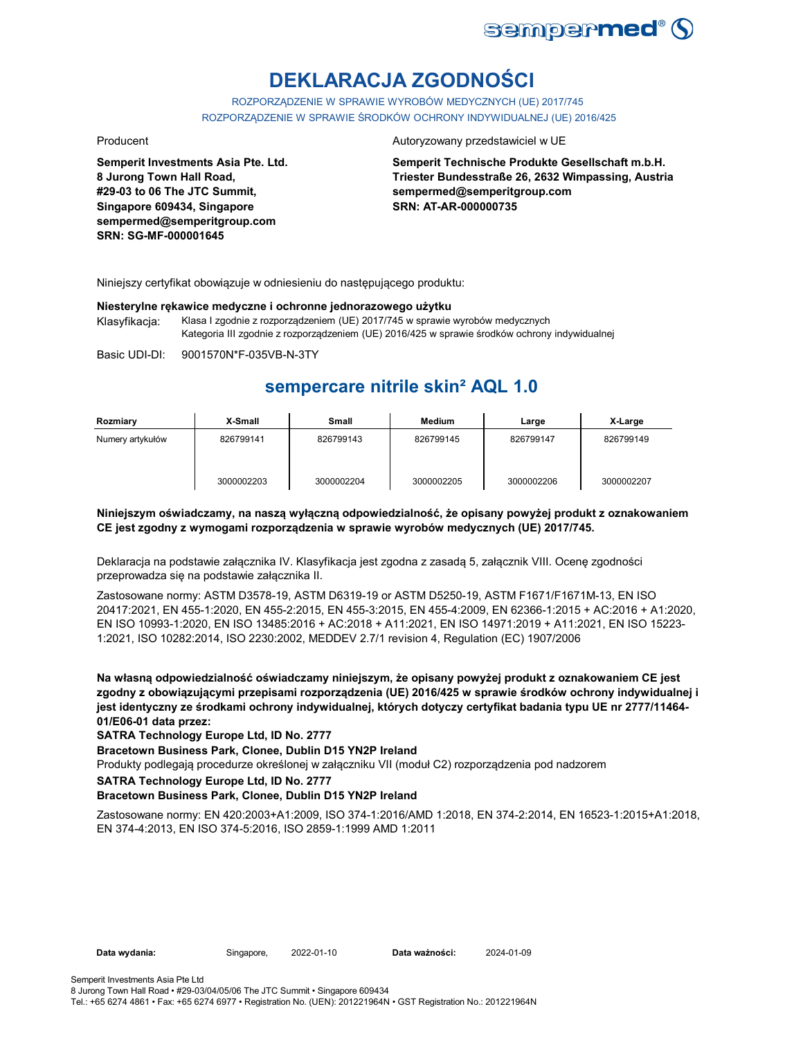# DEKLARACJA ZGODNOŚCI

ROZPORZĄDZENIE W SPRAWIE WYROBÓW MEDYCZNYCH (UE) 2017/745
ROZPORZĄDZENIE W SPRAWIE ŚRODKÓW OCHRONY INDYWIDUALNEJ (UE) 2016/425

Producent

**Semperit Investments Asia Pte. Ltd.**
**8 Jurong Town Hall Road,**
**#29-03 to 06 The JTC Summit,**
**Singapore 609434, Singapore**
**sempermed@semperitgroup.com**
**SRN: SG-MF-000001645**

Autoryzowany przedstawiciel w UE

**Semperit Technische Produkte Gesellschaft m.b.H.**
**Triester Bundesstraße 26, 2632 Wimpassing, Austria**
**sempermed@semperitgroup.com**
**SRN: AT-AR-000000735**

Niniejszy certyfikat obowiązuje w odniesieniu do następującego produktu:

**Niesterylne rękawice medyczne i ochronne jednorazowego użytku**

Klasyfikacja: Klasa I zgodnie z rozporządzeniem (UE) 2017/745 w sprawie wyrobów medycznych
Kategoria III zgodnie z rozporządzeniem (UE) 2016/425 w sprawie środków ochrony indywidualnej

Basic UDI-DI: 9001570N*F-035VB-N-3TY

## sempercare nitrile skin² AQL 1.0

| Rozmiary | X-Small | Small | Medium | Large | X-Large |
|---|---|---|---|---|---|
| Numery artykułów | 826799141<br><br>3000002203 | 826799143<br><br>3000002204 | 826799145<br><br>3000002205 | 826799147<br><br>3000002206 | 826799149<br><br>3000002207 |

**Niniejszym oświadczamy, na naszą wyłączną odpowiedzialność, że opisany powyżej produkt z oznakowaniem CE jest zgodny z wymogami rozporządzenia w sprawie wyrobów medycznych (UE) 2017/745.**

Deklaracja na podstawie załącznika IV. Klasyfikacja jest zgodna z zasadą 5, załącznik VIII. Ocenę zgodności przeprowadza się na podstawie załącznika II.

Zastosowane normy: ASTM D3578-19, ASTM D6319-19 or ASTM D5250-19, ASTM F1671/F1671M-13, EN ISO 20417:2021, EN 455-1:2020, EN 455-2:2015, EN 455-3:2015, EN 455-4:2009, EN 62366-1:2015 + AC:2016 + A1:2020, EN ISO 10993-1:2020, EN ISO 13485:2016 + AC:2018 + A11:2021, EN ISO 14971:2019 + A11:2021, EN ISO 15223-1:2021, ISO 10282:2014, ISO 2230:2002, MEDDEV 2.7/1 revision 4, Regulation (EC) 1907/2006

**Na własną odpowiedzialność oświadczamy niniejszym, że opisany powyżej produkt z oznakowaniem CE jest zgodny z obowiązującymi przepisami rozporządzenia (UE) 2016/425 w sprawie środków ochrony indywidualnej i jest identyczny ze środkami ochrony indywidualnej, których dotyczy certyfikat badania typu UE nr 2777/11464-01/E06-01 data przez:**

**SATRA Technology Europe Ltd, ID No. 2777**

**Bracetown Business Park, Clonee, Dublin D15 YN2P Ireland**

Produkty podlegają procedurze określonej w załączniku VII (moduł C2) rozporządzenia pod nadzorem

**SATRA Technology Europe Ltd, ID No. 2777**

**Bracetown Business Park, Clonee, Dublin D15 YN2P Ireland**

Zastosowane normy: EN 420:2003+A1:2009, ISO 374-1:2016/AMD 1:2018, EN 374-2:2014, EN 16523-1:2015+A1:2018, EN 374-4:2013, EN ISO 374-5:2016, ISO 2859-1:1999 AMD 1:2011

**Data wydania:** Singapore, 2022-01-10 **Data ważności:** 2024-01-09

Semperit Investments Asia Pte Ltd
8 Jurong Town Hall Road • #29-03/04/05/06 The JTC Summit • Singapore 609434
Tel.: +65 6274 4861 • Fax: +65 6274 6977 • Registration No. (UEN): 201221964N • GST Registration No.: 201221964N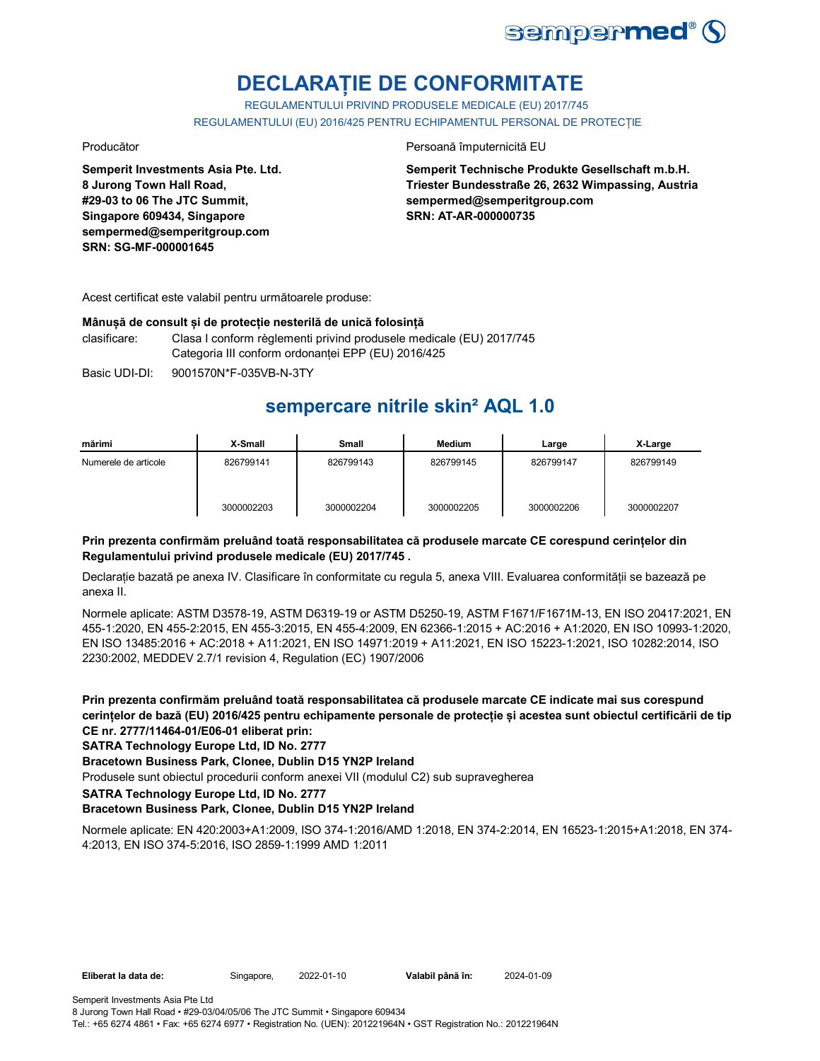# DECLARAȚIE DE CONFORMITATE

REGULAMENTULUI PRIVIND PRODUSELE MEDICALE (EU) 2017/745

REGULAMENTULUI (EU) 2016/425 PENTRU ECHIPAMENTUL PERSONAL DE PROTECȚIE

Producător

**Semperit Investments Asia Pte. Ltd.**
**8 Jurong Town Hall Road,**
**#29-03 to 06 The JTC Summit,**
**Singapore 609434, Singapore**
**sempermed@semperitgroup.com**
**SRN: SG-MF-000001645**

Persoană împuternicită EU

**Semperit Technische Produkte Gesellschaft m.b.H.**
**Triester Bundesstraße 26, 2632 Wimpassing, Austria**
**sempermed@semperitgroup.com**
**SRN: AT-AR-000000735**

Acest certificat este valabil pentru următoarele produse:

**Mânușă de consult și de protecție nesterilă de unică folosință**

clasificare: Clasa I conform règlementi privind produsele medicale (EU) 2017/745
Categoria III conform ordonanței EPP (EU) 2016/425

Basic UDI-DI: 9001570N*F-035VB-N-3TY

## sempercare nitrile skin² AQL 1.0

| mărimi | X-Small | Small | Medium | Large | X-Large |
|---|---|---|---|---|---|
| Numerele de articole | 826799141<br>3000002203 | 826799143<br>3000002204 | 826799145<br>3000002205 | 826799147<br>3000002206 | 826799149<br>3000002207 |

**Prin prezenta confirmăm preluând toată responsabilitatea că produsele marcate CE corespund cerințelor din Regulamentului privind produsele medicale (EU) 2017/745 .**

Declarație bazată pe anexa IV. Clasificare în conformitate cu regula 5, anexa VIII. Evaluarea conformității se bazează pe anexa II.

Normele aplicate: ASTM D3578-19, ASTM D6319-19 or ASTM D5250-19, ASTM F1671/F1671M-13, EN ISO 20417:2021, EN 455-1:2020, EN 455-2:2015, EN 455-3:2015, EN 455-4:2009, EN 62366-1:2015 + AC:2016 + A1:2020, EN ISO 10993-1:2020, EN ISO 13485:2016 + AC:2018 + A11:2021, EN ISO 14971:2019 + A11:2021, EN ISO 15223-1:2021, ISO 10282:2014, ISO 2230:2002, MEDDEV 2.7/1 revision 4, Regulation (EC) 1907/2006

**Prin prezenta confirmăm preluând toată responsabilitatea că produsele marcate CE indicate mai sus corespund cerințelor de bază (EU) 2016/425 pentru echipamente personale de protecție și acestea sunt obiectul certificării de tip CE nr. 2777/11464-01/E06-01 eliberat prin:**

**SATRA Technology Europe Ltd, ID No. 2777**

**Bracetown Business Park, Clonee, Dublin D15 YN2P Ireland**

Produsele sunt obiectul procedurii conform anexei VII (modulul C2) sub supravegherea

**SATRA Technology Europe Ltd, ID No. 2777**

**Bracetown Business Park, Clonee, Dublin D15 YN2P Ireland**

Normele aplicate: EN 420:2003+A1:2009, ISO 374-1:2016/AMD 1:2018, EN 374-2:2014, EN 16523-1:2015+A1:2018, EN 374-4:2013, EN ISO 374-5:2016, ISO 2859-1:1999 AMD 1:2011

**Eliberat la data de:** Singapore, 2022-01-10 **Valabil până în:** 2024-01-09

Semperit Investments Asia Pte Ltd
8 Jurong Town Hall Road • #29-03/04/05/06 The JTC Summit • Singapore 609434
Tel.: +65 6274 4861 • Fax: +65 6274 6977 • Registration No. (UEN): 201221964N • GST Registration No.: 201221964N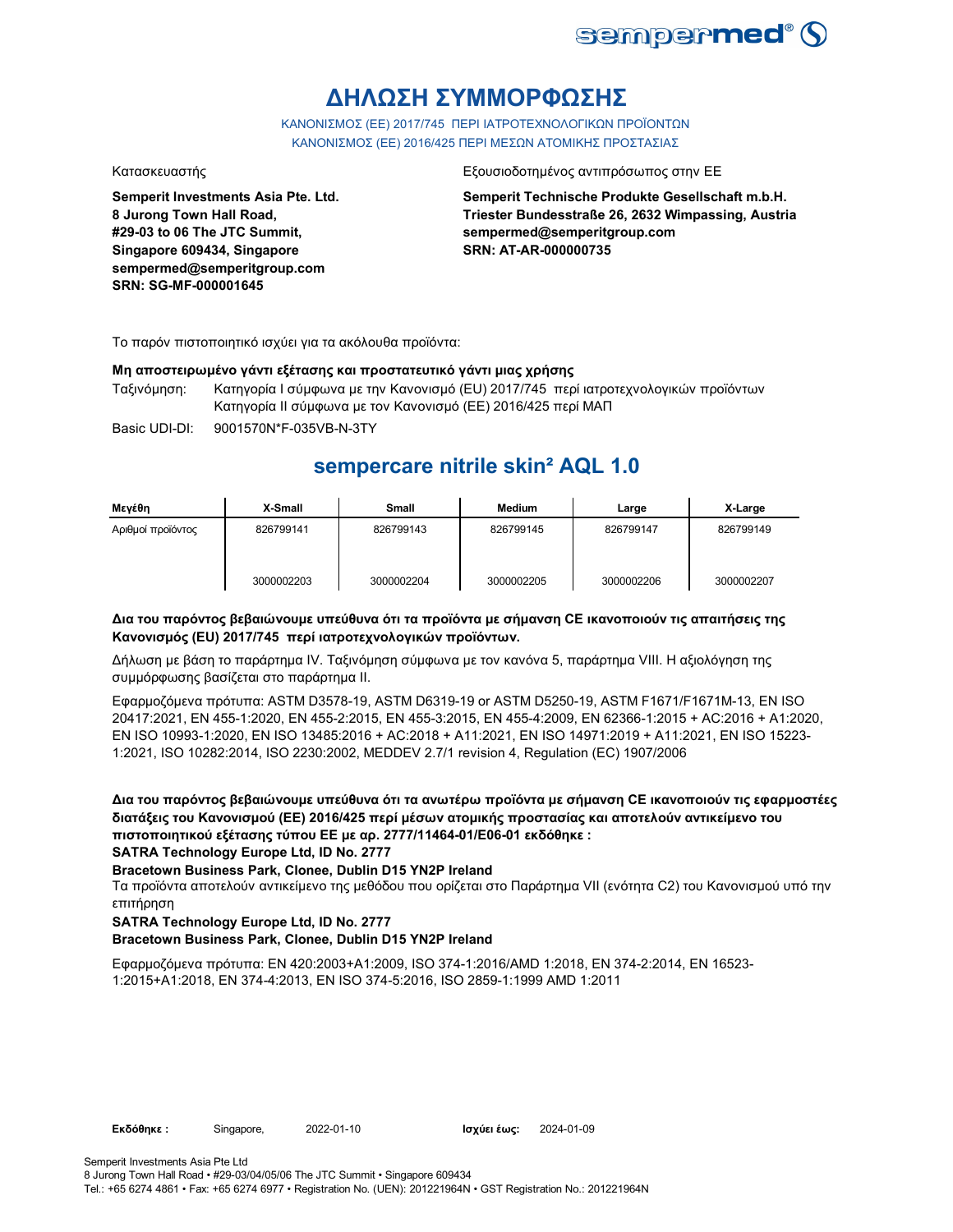# ΔΗΛΩΣΗ ΣΥΜΜΟΡΦΩΣΗΣ

ΚΑΝΟΝΙΣΜΟΣ (ΕΕ) 2017/745 ΠΕΡΙ ΙΑΤΡΟΤΕΧΝΟΛΟΓΙΚΩΝ ΠΡΟΪΟΝΤΩΝ
ΚΑΝΟΝΙΣΜΟΣ (ΕΕ) 2016/425 ΠΕΡΙ ΜΕΣΩΝ ΑΤΟΜΙΚΗΣ ΠΡΟΣΤΑΣΙΑΣ

Κατασκευαστής

**Semperit Investments Asia Pte. Ltd.**
**8 Jurong Town Hall Road,**
**#29-03 to 06 The JTC Summit,**
**Singapore 609434, Singapore**
**sempermed@semperitgroup.com**
**SRN: SG-MF-000001645**

Εξουσιοδοτημένος αντιπρόσωπος στην ΕΕ

**Semperit Technische Produkte Gesellschaft m.b.H.**
**Triester Bundesstraße 26, 2632 Wimpassing, Austria**
**sempermed@semperitgroup.com**
**SRN: AT-AR-000000735**

Το παρόν πιστοποιητικό ισχύει για τα ακόλουθα προϊόντα:

**Μη αποστειρωμένο γάντι εξέτασης και προστατευτικό γάντι μιας χρήσης**

Ταξινόμηση: Κατηγορία I σύμφωνα με την Κανονισμό (EU) 2017/745 περί ιατροτεχνολογικών προϊόντων
Κατηγορία II σύμφωνα με τον Κανονισμό (ΕΕ) 2016/425 περί ΜΑΠ

Basic UDI-DI: 9001570N*F-035VB-N-3TY

## sempercare nitrile skin² AQL 1.0

| Μεγέθη | X-Small | Small | Medium | Large | X-Large |
|---|---|---|---|---|---|
| Αριθμοί προϊόντος | 826799141 | 826799143 | 826799145 | 826799147 | 826799149 |
| | 3000002203 | 3000002204 | 3000002205 | 3000002206 | 3000002207 |

**Δια του παρόντος βεβαιώνουμε υπεύθυνα ότι τα προϊόντα με σήμανση CE ικανοποιούν τις απαιτήσεις της Κανονισμός (EU) 2017/745 περί ιατροτεχνολογικών προϊόντων.**

Δήλωση με βάση το παράρτημα IV. Ταξινόμηση σύμφωνα με τον κανόνα 5, παράρτημα VIII. Η αξιολόγηση της συμμόρφωσης βασίζεται στο παράρτημα II.

Εφαρμοζόμενα πρότυπα: ASTM D3578-19, ASTM D6319-19 or ASTM D5250-19, ASTM F1671/F1671M-13, EN ISO 20417:2021, EN 455-1:2020, EN 455-2:2015, EN 455-3:2015, EN 455-4:2009, EN 62366-1:2015 + AC:2016 + A1:2020, EN ISO 10993-1:2020, EN ISO 13485:2016 + AC:2018 + A11:2021, EN ISO 14971:2019 + A11:2021, EN ISO 15223-1:2021, ISO 10282:2014, ISO 2230:2002, MEDDEV 2.7/1 revision 4, Regulation (EC) 1907/2006

**Δια του παρόντος βεβαιώνουμε υπεύθυνα ότι τα ανωτέρω προϊόντα με σήμανση CE ικανοποιούν τις εφαρμοστέες διατάξεις του Κανονισμού (ΕΕ) 2016/425 περί μέσων ατομικής προστασίας και αποτελούν αντικείμενο του πιστοποιητικού εξέτασης τύπου ΕΕ με αρ. 2777/11464-01/E06-01 εκδόθηκε :**
**SATRA Technology Europe Ltd, ID No. 2777**
**Bracetown Business Park, Clonee, Dublin D15 YN2P Ireland**

Τα προϊόντα αποτελούν αντικείμενο της μεθόδου που ορίζεται στο Παράρτημα VII (ενότητα C2) του Κανονισμού υπό την επιτήρηση

**SATRA Technology Europe Ltd, ID No. 2777**
**Bracetown Business Park, Clonee, Dublin D15 YN2P Ireland**

Εφαρμοζόμενα πρότυπα: EN 420:2003+A1:2009, ISO 374-1:2016/AMD 1:2018, EN 374-2:2014, EN 16523-1:2015+A1:2018, EN 374-4:2013, EN ISO 374-5:2016, ISO 2859-1:1999 AMD 1:2011

**Εκδόθηκε :** Singapore, 2022-01-10 **Ισχύει έως:** 2024-01-09

Semperit Investments Asia Pte Ltd
8 Jurong Town Hall Road • #29-03/04/05/06 The JTC Summit • Singapore 609434
Tel.: +65 6274 4861 • Fax: +65 6274 6977 • Registration No. (UEN): 201221964N • GST Registration No.: 201221964N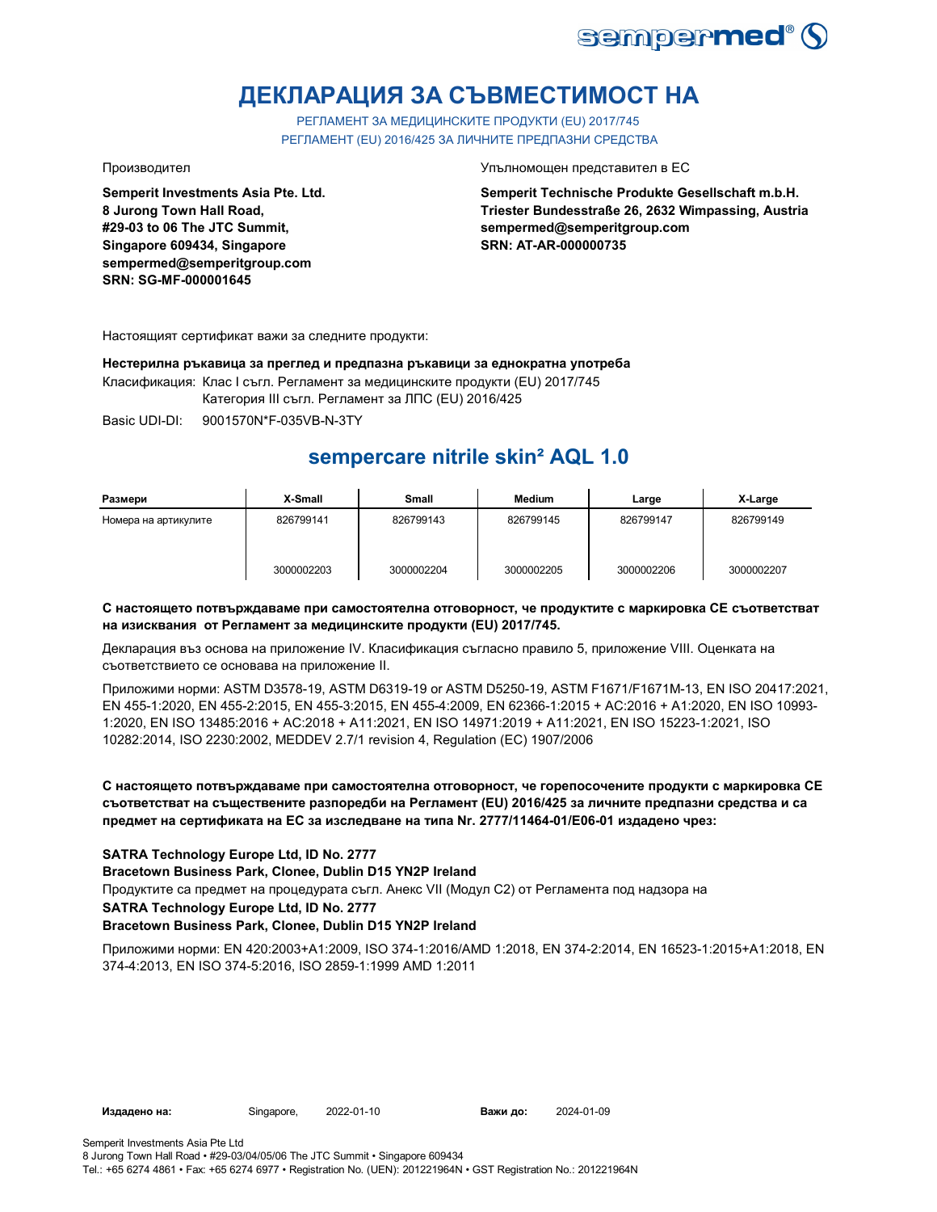# ДЕКЛАРАЦИЯ ЗА СЪВМЕСТИМОСТ НА

РЕГЛАМЕНТ ЗА МЕДИЦИНСКИТЕ ПРОДУКТИ (EU) 2017/745
РЕГЛАМЕНТ (EU) 2016/425 ЗА ЛИЧНИТЕ ПРЕДПАЗНИ СРЕДСТВА

Производител

**Semperit Investments Asia Pte. Ltd.**
**8 Jurong Town Hall Road,**
**#29-03 to 06 The JTC Summit,**
**Singapore 609434, Singapore**
**sempermed@semperitgroup.com**
**SRN: SG-MF-000001645**

Упълномощен представител в ЕС

**Semperit Technische Produkte Gesellschaft m.b.H.**
**Triester Bundesstraße 26, 2632 Wimpassing, Austria**
**sempermed@semperitgroup.com**
**SRN: AT-AR-000000735**

Настоящият сертификат важи за следните продукти:

**Нестерилна ръкавица за преглед и предпазна ръкавици за еднократна употреба**

Класификация: Клас I съгл. Регламент за медицинските продукти (EU) 2017/745
Категория III съгл. Регламент за ЛПС (EU) 2016/425

Basic UDI-DI: 9001570N*F-035VB-N-3TY

## sempercare nitrile skin² AQL 1.0

| Размери | X-Small | Small | Medium | Large | X-Large |
|---|---|---|---|---|---|
| Номера на артикулите | 826799141 | 826799143 | 826799145 | 826799147 | 826799149 |
| | 3000002203 | 3000002204 | 3000002205 | 3000002206 | 3000002207 |

**С настоящето потвърждаваме при самостоятелна отговорност, че продуктите с маркировка СЕ съответстват на изисквания от Регламент за медицинските продукти (EU) 2017/745.**

Декларация въз основа на приложение IV. Класификация съгласно правило 5, приложение VIII. Оценката на съответствието се основава на приложение II.

Приложими норми: ASTM D3578-19, ASTM D6319-19 or ASTM D5250-19, ASTM F1671/F1671M-13, EN ISO 20417:2021, EN 455-1:2020, EN 455-2:2015, EN 455-3:2015, EN 455-4:2009, EN 62366-1:2015 + AC:2016 + A1:2020, EN ISO 10993-1:2020, EN ISO 13485:2016 + AC:2018 + A11:2021, EN ISO 14971:2019 + A11:2021, EN ISO 15223-1:2021, ISO 10282:2014, ISO 2230:2002, MEDDEV 2.7/1 revision 4, Regulation (EC) 1907/2006

**С настоящето потвърждаваме при самостоятелна отговорност, че горепосочените продукти с маркировка СЕ съответстват на съществените разпоредби на Регламент (EU) 2016/425 за личните предпазни средства и са предмет на сертификата на ЕС за изследване на типа Nr. 2777/11464-01/E06-01 издадено чрез:**

**SATRA Technology Europe Ltd, ID No. 2777**
**Bracetown Business Park, Clonee, Dublin D15 YN2P Ireland**

Продуктите са предмет на процедурата съгл. Анекс VII (Модул С2) от Регламента под надзора на

**SATRA Technology Europe Ltd, ID No. 2777**
**Bracetown Business Park, Clonee, Dublin D15 YN2P Ireland**

Приложими норми: EN 420:2003+A1:2009, ISO 374-1:2016/AMD 1:2018, EN 374-2:2014, EN 16523-1:2015+A1:2018, EN 374-4:2013, EN ISO 374-5:2016, ISO 2859-1:1999 AMD 1:2011

**Издадено на:** Singapore, 2022-01-10 **Важи до:** 2024-01-09

Semperit Investments Asia Pte Ltd
8 Jurong Town Hall Road • #29-03/04/05/06 The JTC Summit • Singapore 609434
Tel.: +65 6274 4861 • Fax: +65 6274 6977 • Registration No. (UEN): 201221964N • GST Registration No.: 201221964N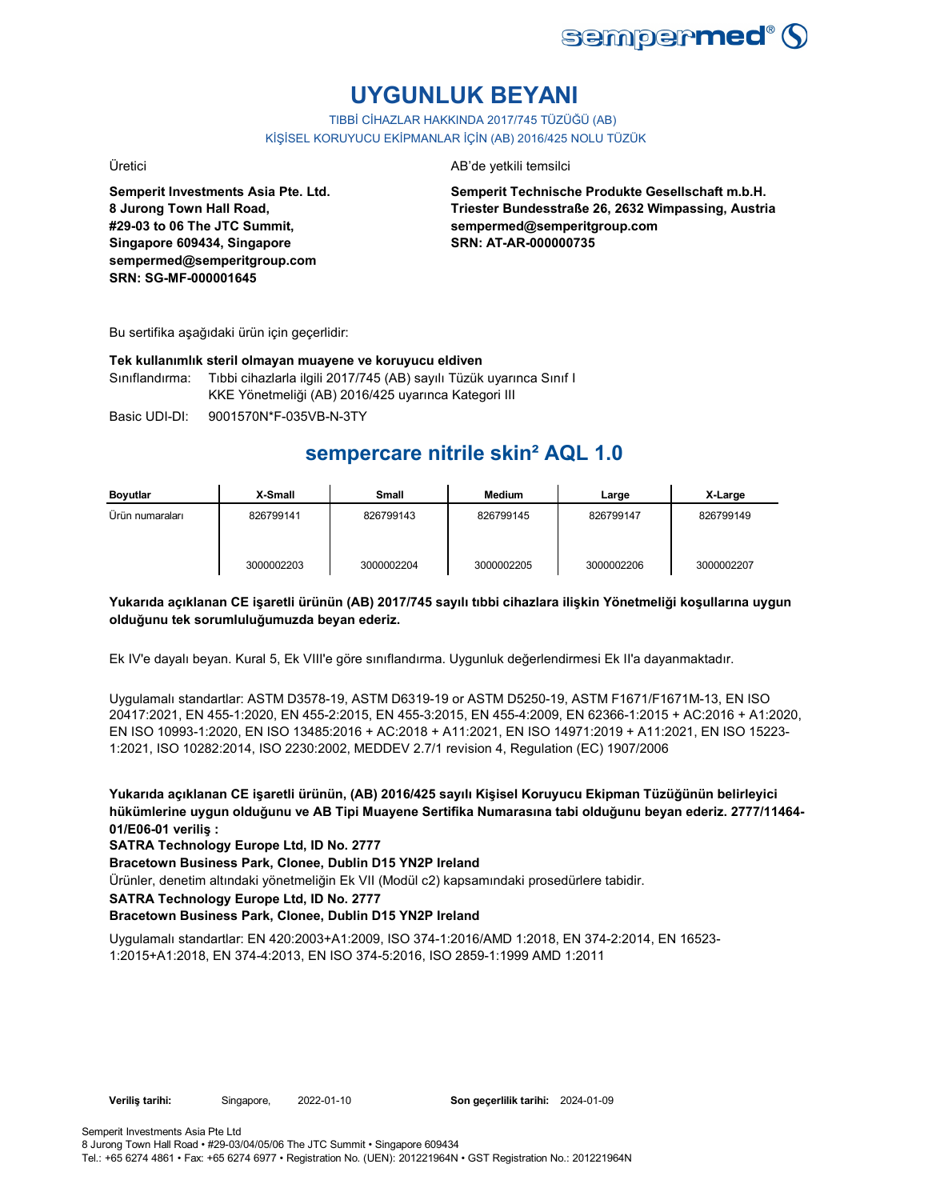# UYGUNLUK BEYANI

TIBBİ CİHAZLAR HAKKINDA 2017/745 TÜZÜĞÜ (AB)
KİŞİSEL KORUYUCU EKİPMANLAR İÇİN (AB) 2016/425 NOLU TÜZÜK

Üretici

**Semperit Investments Asia Pte. Ltd.**
**8 Jurong Town Hall Road,**
**#29-03 to 06 The JTC Summit,**
**Singapore 609434, Singapore**
**sempermed@semperitgroup.com**
**SRN: SG-MF-000001645**

AB'de yetkili temsilci

**Semperit Technische Produkte Gesellschaft m.b.H.**
**Triester Bundesstraße 26, 2632 Wimpassing, Austria**
**sempermed@semperitgroup.com**
**SRN: AT-AR-000000735**

Bu sertifika aşağıdaki ürün için geçerlidir:

**Tek kullanımlık steril olmayan muayene ve koruyucu eldiven**

Sınıflandırma: Tıbbi cihazlarla ilgili 2017/745 (AB) sayılı Tüzük uyarınca Sınıf I
KKE Yönetmeliği (AB) 2016/425 uyarınca Kategori III

Basic UDI-DI: 9001570N*F-035VB-N-3TY

## sempercare nitrile skin² AQL 1.0

| Boyutlar | X-Small | Small | Medium | Large | X-Large |
|---|---|---|---|---|---|
| Ürün numaraları | 826799141 | 826799143 | 826799145 | 826799147 | 826799149 |
| | 3000002203 | 3000002204 | 3000002205 | 3000002206 | 3000002207 |

**Yukarıda açıklanan CE işaretli ürünün (AB) 2017/745 sayılı tıbbi cihazlara ilişkin Yönetmeliği koşullarına uygun olduğunu tek sorumluluğumuzda beyan ederiz.**

Ek IV'e dayalı beyan. Kural 5, Ek VIII'e göre sınıflandırma. Uygunluk değerlendirmesi Ek II'a dayanmaktadır.

Uygulamalı standartlar: ASTM D3578-19, ASTM D6319-19 or ASTM D5250-19, ASTM F1671/F1671M-13, EN ISO 20417:2021, EN 455-1:2020, EN 455-2:2015, EN 455-3:2015, EN 455-4:2009, EN 62366-1:2015 + AC:2016 + A1:2020, EN ISO 10993-1:2020, EN ISO 13485:2016 + AC:2018 + A11:2021, EN ISO 14971:2019 + A11:2021, EN ISO 15223-1:2021, ISO 10282:2014, ISO 2230:2002, MEDDEV 2.7/1 revision 4, Regulation (EC) 1907/2006

**Yukarıda açıklanan CE işaretli ürünün, (AB) 2016/425 sayılı Kişisel Koruyucu Ekipman Tüzüğünün belirleyici hükümlerine uygun olduğunu ve AB Tipi Muayene Sertifika Numarasına tabi olduğunu beyan ederiz. 2777/11464-01/E06-01 veriliş :**

**SATRA Technology Europe Ltd, ID No. 2777**

**Bracetown Business Park, Clonee, Dublin D15 YN2P Ireland**

Ürünler, denetim altındaki yönetmeliğin Ek VII (Modül c2) kapsamındaki prosedürlere tabidir.

**SATRA Technology Europe Ltd, ID No. 2777**

**Bracetown Business Park, Clonee, Dublin D15 YN2P Ireland**

Uygulamalı standartlar: EN 420:2003+A1:2009, ISO 374-1:2016/AMD 1:2018, EN 374-2:2014, EN 16523-1:2015+A1:2018, EN 374-4:2013, EN ISO 374-5:2016, ISO 2859-1:1999 AMD 1:2011

**Veriliş tarihi:** Singapore, 2022-01-10 **Son geçerlilik tarihi:** 2024-01-09

Semperit Investments Asia Pte Ltd
8 Jurong Town Hall Road • #29-03/04/05/06 The JTC Summit • Singapore 609434
Tel.: +65 6274 4861 • Fax: +65 6274 6977 • Registration No. (UEN): 201221964N • GST Registration No.: 201221964N